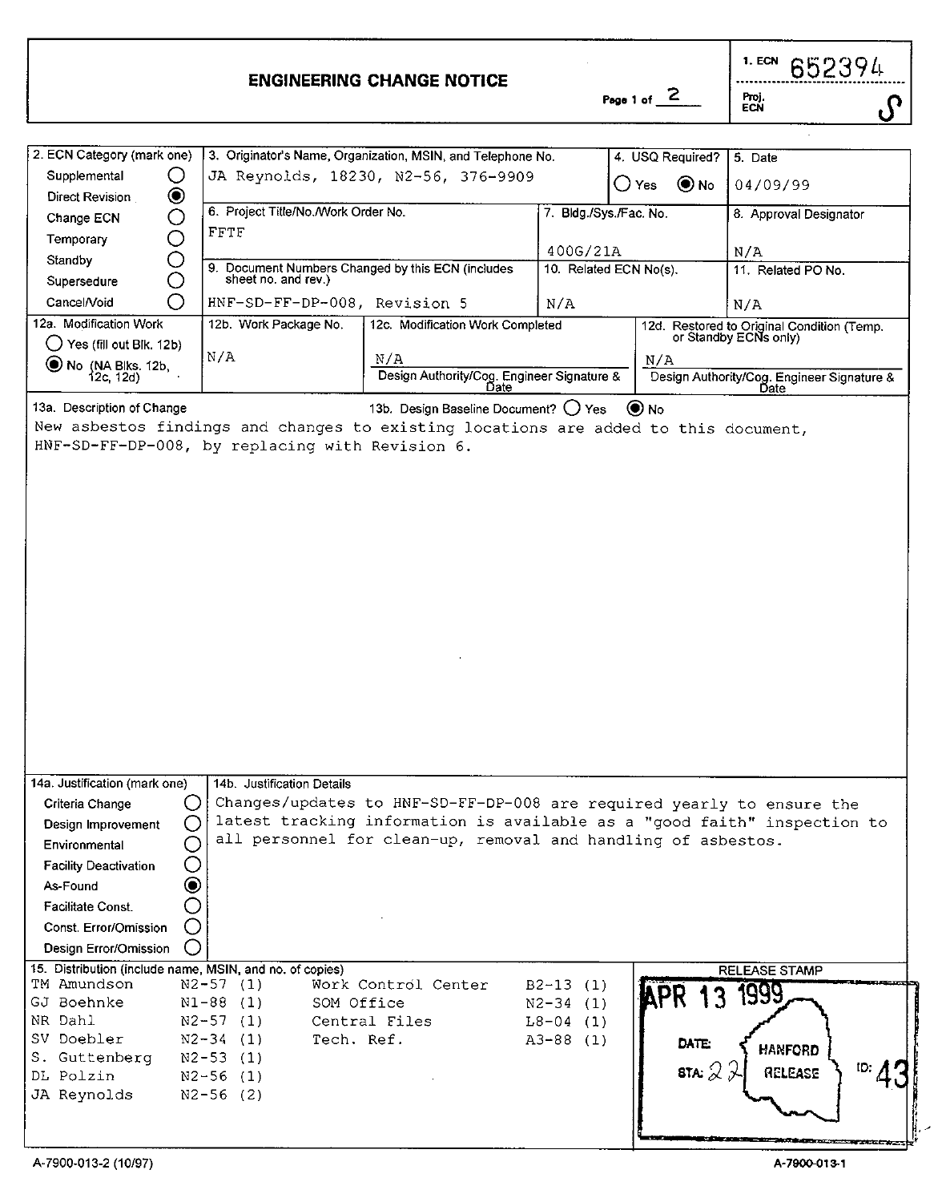# ENGINEERING CHANGE NOTICE

Page 1 of 2

1. ECN 652394

Proj. ECN

| 2. ECN Category (mark one) | 3. Originator's Name, Organization, MSIN, and Telephone No. | 4. USQ Required? | 5. Date |
|---|---|---|---|
| Supplemental ○ | JA Reynolds, 18230, N2-56, 376-9909 | ○ Yes ◉ No | 04/09/99 |
| Direct Revision ◉ | 6. Project Title/No./Work Order No. | 7. Bldg./Sys./Fac. No. | 8. Approval Designator |
| Change ECN ○ | FFTF | 400G/21A | N/A |
| Temporary ○ | 9. Document Numbers Changed by this ECN (includes sheet no. and rev.) | 10. Related ECN No(s). | 11. Related PO No. |
| Standby ○ | HNF-SD-FF-DP-008, Revision 5 | N/A | N/A |
| Supersedure ○ | | | |
| Cancel/Void ○ | | | |

| 12a. Modification Work | 12b. Work Package No. | 12c. Modification Work Completed | 12d. Restored to Original Condition (Temp. or Standby ECNs only) |
|---|---|---|---|
| ○ Yes (fill out Blk. 12b) ◉ No (NA Blks. 12b, 12c, 12d) | N/A | N/A<br>Design Authority/Cog. Engineer Signature & Date | N/A<br>Design Authority/Cog. Engineer Signature & Date |

**13a. Description of Change** 13b. Design Baseline Document? ○ Yes ◉ No

New asbestos findings and changes to existing locations are added to this document, HNF-SD-FF-DP-008, by replacing with Revision 6.

**14a. Justification (mark one)**

- Criteria Change ○
- Design Improvement ○
- Environmental ○
- Facility Deactivation ○
- As-Found ◉
- Facilitate Const. ○
- Const. Error/Omission ○
- Design Error/Omission ○

**14b. Justification Details**

Changes/updates to HNF-SD-FF-DP-008 are required yearly to ensure the latest tracking information is available as a "good faith" inspection to all personnel for clean-up, removal and handling of asbestos.

**15. Distribution (include name, MSIN, and no. of copies)**

| Name | MSIN | Copies | Name | MSIN | Copies |
|---|---|---|---|---|---|
| TM Amundson | N2-57 | (1) | Work Control Center | B2-13 | (1) |
| GJ Boehnke | N1-88 | (1) | SOM Office | N2-34 | (1) |
| NR Dahl | N2-57 | (1) | Central Files | L8-04 | (1) |
| SV Doebler | N2-34 | (1) | Tech. Ref. | A3-88 | (1) |
| S. Guttenberg | N2-53 | (1) | | | |
| DL Polzin | N2-56 | (1) | | | |
| JA Reynolds | N2-56 | (2) | | | |

RELEASE STAMP

APR 13 1999
DATE: HANFORD RELEASE
STA: 22 ID: 43

A-7900-013-2 (10/97) A-7900-013-1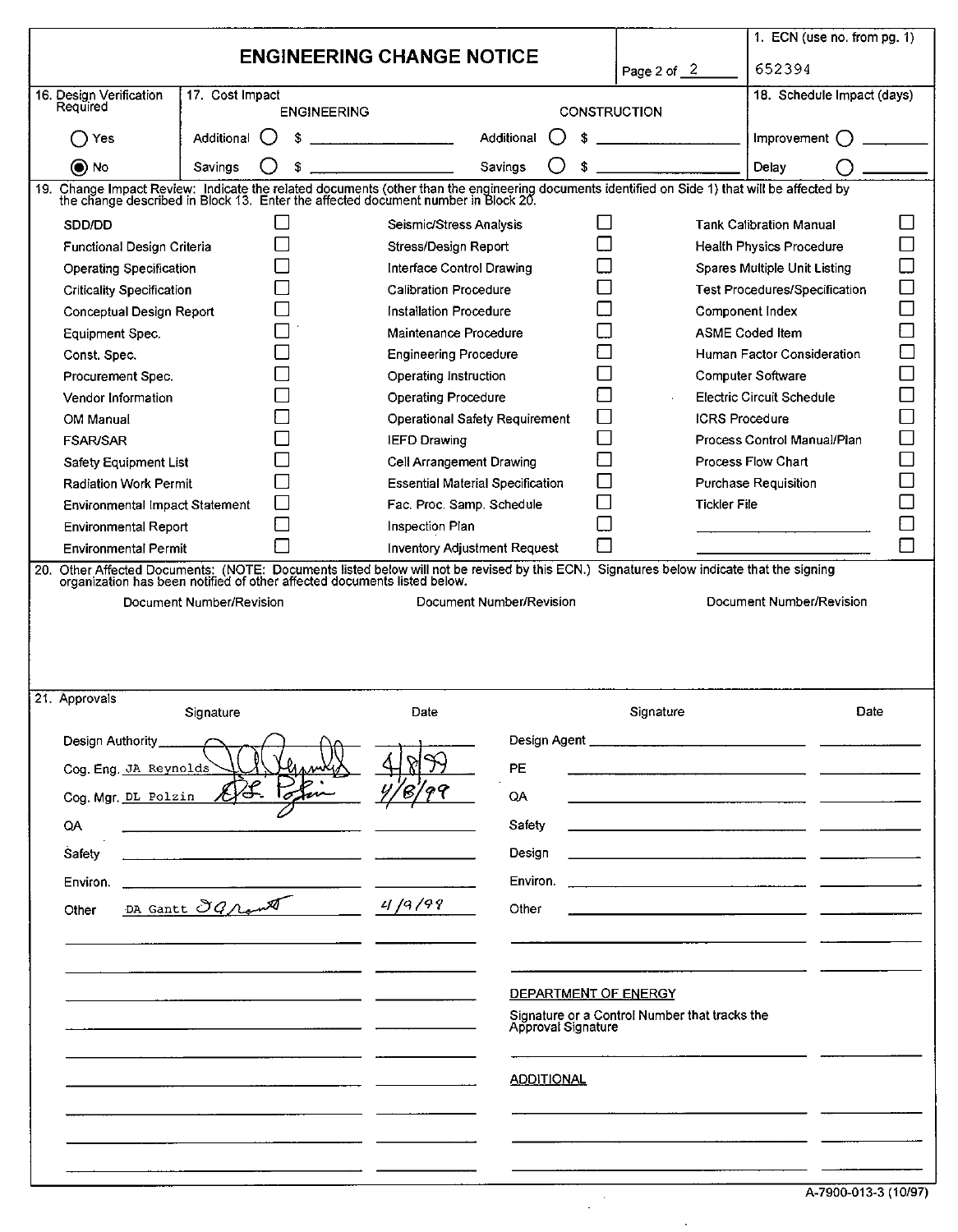# ENGINEERING CHANGE NOTICE

Page 2 of 2

1. ECN (use no. from pg. 1): 652394

| 16. Design Verification Required | 17. Cost Impact | | 18. Schedule Impact (days) |
|---|---|---|---|
| | ENGINEERING | CONSTRUCTION | |
| ○ Yes | Additional ○ $ | Additional ○ $ | Improvement ○ |
| ◉ No | Savings ○ $ | Savings ○ $ | Delay ○ |

19. Change Impact Review: Indicate the related documents (other than the engineering documents identified on Side 1) that will be affected by the change described in Block 13. Enter the affected document number in Block 20.

| | | | | | |
|---|---|---|---|---|---|
| SDD/DD | ☐ | Seismic/Stress Analysis | ☐ | Tank Calibration Manual | ☐ |
| Functional Design Criteria | ☐ | Stress/Design Report | ☐ | Health Physics Procedure | ☐ |
| Operating Specification | ☐ | Interface Control Drawing | ☐ | Spares Multiple Unit Listing | ☐ |
| Criticality Specification | ☐ | Calibration Procedure | ☐ | Test Procedures/Specification | ☐ |
| Conceptual Design Report | ☐ | Installation Procedure | ☐ | Component Index | ☐ |
| Equipment Spec. | ☐ | Maintenance Procedure | ☐ | ASME Coded Item | ☐ |
| Const. Spec. | ☐ | Engineering Procedure | ☐ | Human Factor Consideration | ☐ |
| Procurement Spec. | ☐ | Operating Instruction | ☐ | Computer Software | ☐ |
| Vendor Information | ☐ | Operating Procedure | ☐ | Electric Circuit Schedule | ☐ |
| OM Manual | ☐ | Operational Safety Requirement | ☐ | ICRS Procedure | ☐ |
| FSAR/SAR | ☐ | IEFD Drawing | ☐ | Process Control Manual/Plan | ☐ |
| Safety Equipment List | ☐ | Cell Arrangement Drawing | ☐ | Process Flow Chart | ☐ |
| Radiation Work Permit | ☐ | Essential Material Specification | ☐ | Purchase Requisition | ☐ |
| Environmental Impact Statement | ☐ | Fac. Proc. Samp. Schedule | ☐ | Tickler File | ☐ |
| Environmental Report | ☐ | Inspection Plan | ☐ | | ☐ |
| Environmental Permit | ☐ | Inventory Adjustment Request | ☐ | | ☐ |

20. Other Affected Documents: (NOTE: Documents listed below will not be revised by this ECN.) Signatures below indicate that the signing organization has been notified of other affected documents listed below.

| Document Number/Revision | Document Number/Revision | Document Number/Revision |
|---|---|---|
| | | |

21. Approvals

| | Signature | Date | | Signature | Date |
|---|---|---|---|---|---|
| Design Authority | | | Design Agent | | |
| Cog. Eng. | JA Reynolds *(signature)* | 4/8/99 | PE | | |
| Cog. Mgr. | DL Polzin *(signature)* | 4/8/99 | QA | | |
| QA | | | Safety | | |
| Safety | | | Design | | |
| Environ. | | | Environ. | | |
| Other | DA Gantt *(signature)* | 4/9/99 | Other | | |

DEPARTMENT OF ENERGY

Signature or a Control Number that tracks the Approval Signature

ADDITIONAL

A-7900-013-3 (10/97)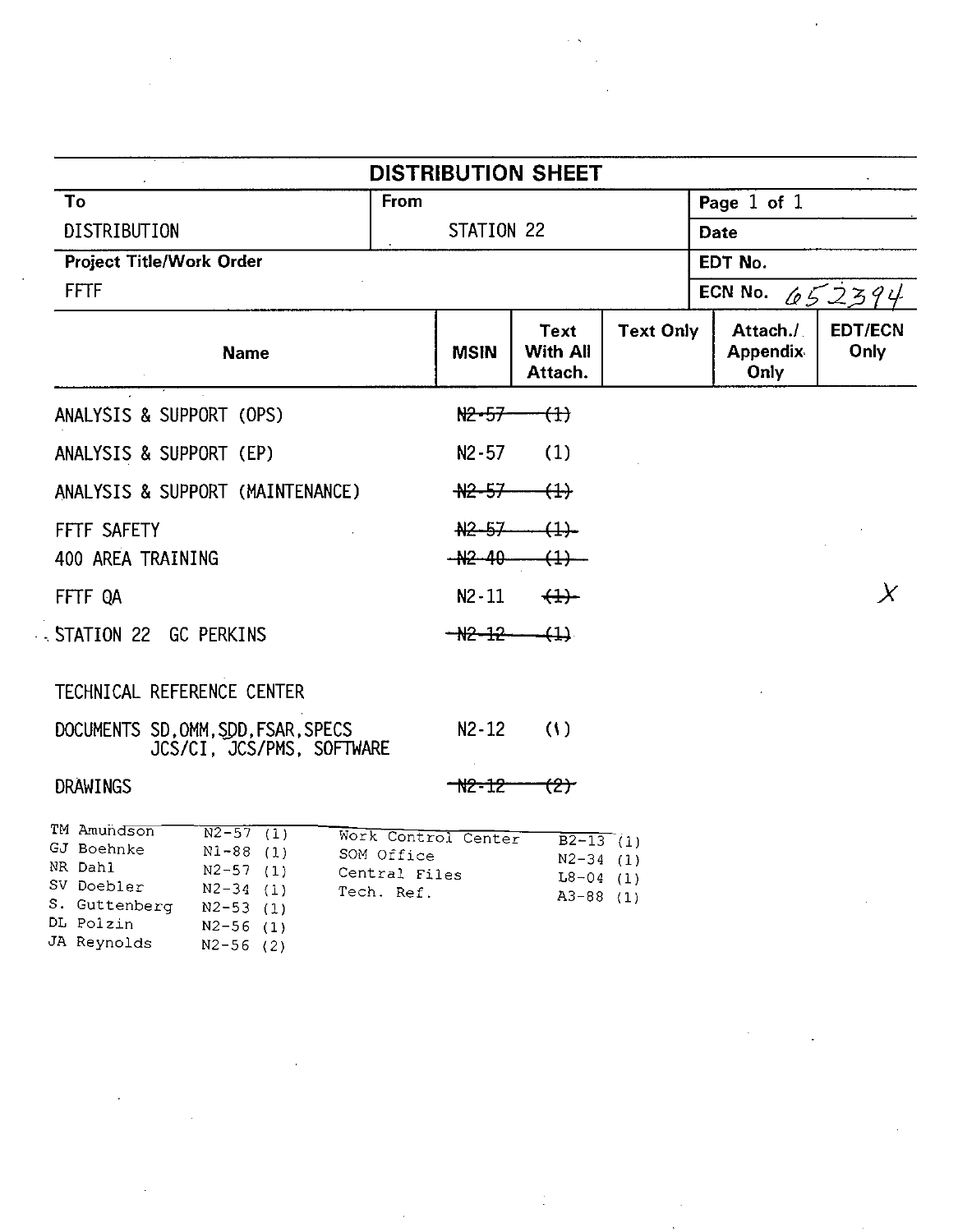# DISTRIBUTION SHEET

| To | From | Page 1 of 1 |
|---|---|---|
| DISTRIBUTION | STATION 22 | Date |
| Project Title/Work Order | | EDT No. |
| FFTF | | ECN No. 652394 |

| Name | MSIN | Text With All Attach. | Text Only | Attach./ Appendix Only | EDT/ECN Only |
|---|---|---|---|---|---|
| ANALYSIS & SUPPORT (OPS) | ~~N2-57~~ | ~~(1)~~ | | | |
| ANALYSIS & SUPPORT (EP) | N2-57 | (1) | | | |
| ANALYSIS & SUPPORT (MAINTENANCE) | ~~N2-57~~ | ~~(1)~~ | | | |
| FFTF SAFETY | ~~N2-57~~ | ~~(1)~~ | | | |
| 400 AREA TRAINING | ~~N2-40~~ | ~~(1)~~ | | | |
| FFTF QA | N2-11 | ~~(1)~~ | | | X |
| STATION 22 GC PERKINS | ~~N2-12~~ | ~~(1)~~ | | | |
| TECHNICAL REFERENCE CENTER | | | | | |
| DOCUMENTS SD,OMM,SDD,FSAR,SPECS JCS/CI, JCS/PMS, SOFTWARE | N2-12 | (1) | | | |
| DRAWINGS | ~~N2-12~~ | ~~(2)~~ | | | |

| Name | MSIN | Name | MSIN |
|---|---|---|---|
| TM Amundson | N2-57 (1) | Work Control Center | B2-13 (1) |
| GJ Boehnke | N1-88 (1) | SOM Office | N2-34 (1) |
| NR Dahl | N2-57 (1) | Central Files | L8-04 (1) |
| SV Doebler | N2-34 (1) | Tech. Ref. | A3-88 (1) |
| S. Guttenberg | N2-53 (1) | | |
| DL Polzin | N2-56 (1) | | |
| JA Reynolds | N2-56 (2) | | |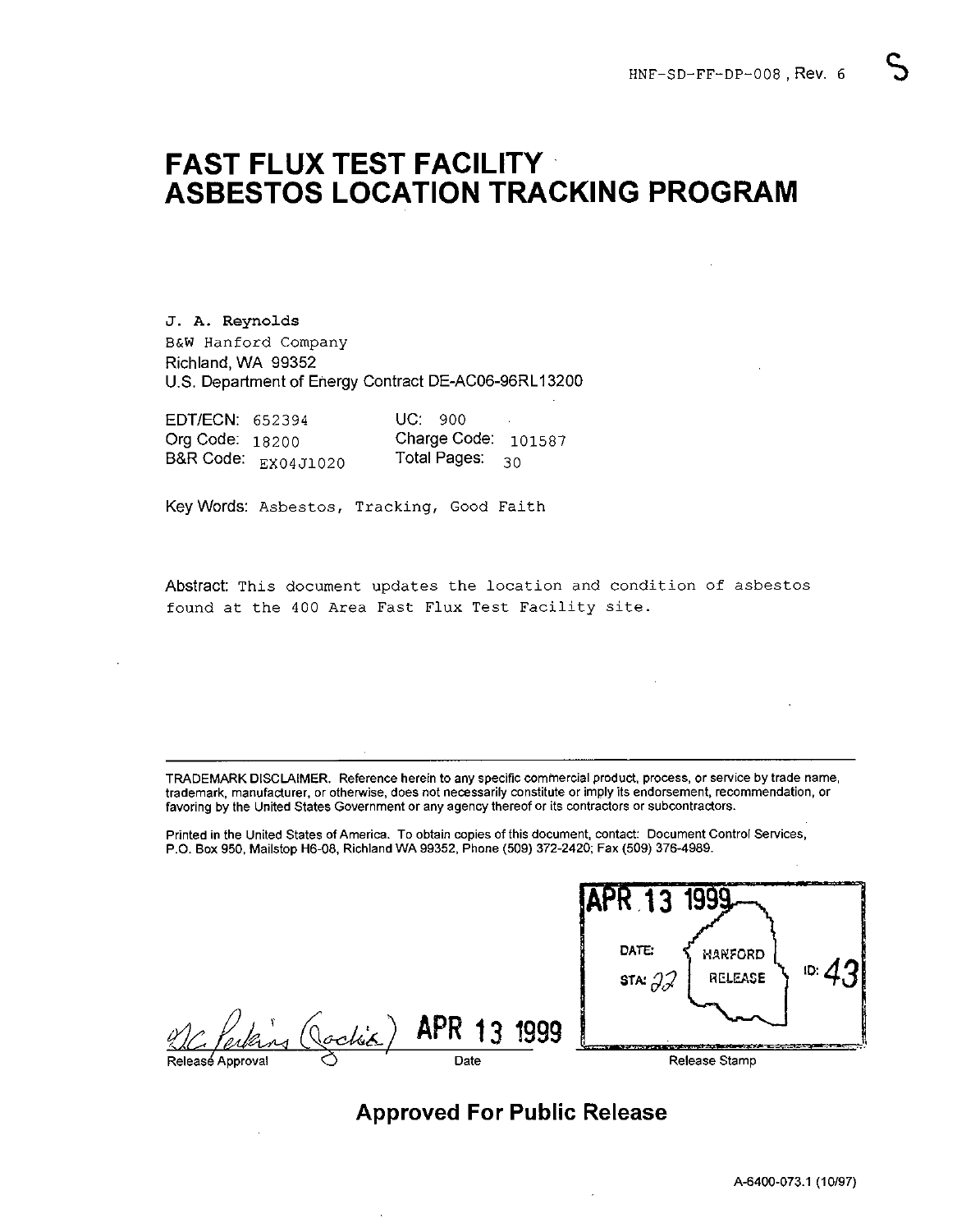HNF-SD-FF-DP-008 , Rev. 6

# FAST FLUX TEST FACILITY ASBESTOS LOCATION TRACKING PROGRAM

J. A. Reynolds
B&W Hanford Company
Richland, WA 99352
U.S. Department of Energy Contract DE-AC06-96RL13200

| | | | |
|---|---|---|---|
| EDT/ECN: | 652394 | UC: | 900 |
| Org Code: | 18200 | Charge Code: | 101587 |
| B&R Code: | EX04J1020 | Total Pages: | 30 |

Key Words: Asbestos, Tracking, Good Faith

Abstract: This document updates the location and condition of asbestos found at the 400 Area Fast Flux Test Facility site.

TRADEMARK DISCLAIMER. Reference herein to any specific commercial product, process, or service by trade name, trademark, manufacturer, or otherwise, does not necessarily constitute or imply its endorsement, recommendation, or favoring by the United States Government or any agency thereof or its contractors or subcontractors.

Printed in the United States of America. To obtain copies of this document, contact: Document Control Services, P.O. Box 950, Mailstop H6-08, Richland WA 99352, Phone (509) 372-2420; Fax (509) 376-4989.

Release Approval: D.C. Perkins (Jockie) — Date: APR 13 1999

Release Stamp: APR 13 1999 — DATE: — STA: 22 — HANFORD RELEASE — ID: 43

**Approved For Public Release**

A-6400-073.1 (10/97)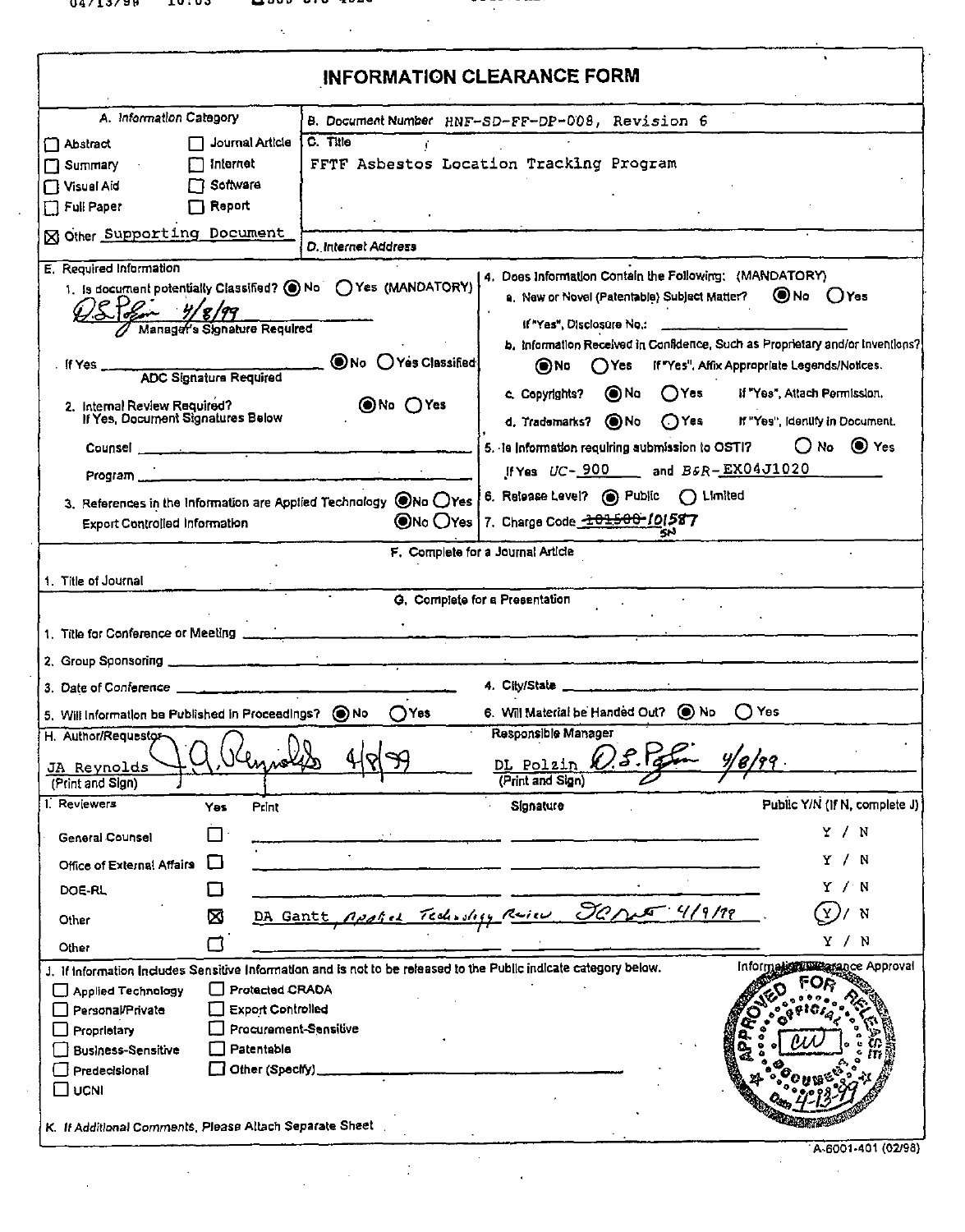# INFORMATION CLEARANCE FORM

**A. Information Category**

- ☐ Abstract
- ☐ Journal Article
- ☐ Summary
- ☐ Internet
- ☐ Visual Aid
- ☐ Software
- ☐ Full Paper
- ☐ Report
- ☒ Other Supporting Document

**B. Document Number** HNF-SD-FF-DP-008, Revision 6

**C. Title** FFTF Asbestos Location Tracking Program

**D. Internet Address**

**E. Required Information**

1. Is document potentially Classified? ◉ No ◯ Yes (MANDATORY)

   D.S. Polzin 4/8/99
   Manager's Signature Required

   If Yes ______ ◉ No ◯ Yes Classified
   ADC Signature Required

2. Internal Review Required? ◉ No ◯ Yes
   If Yes, Document Signatures Below

   Counsel ______

   Program ______

3. References in the Information are Applied Technology ◉ No ◯ Yes
   Export Controlled Information ◉ No ◯ Yes

4. Does Information Contain the Following: (MANDATORY)
   a. New or Novel (Patentable) Subject Matter? ◉ No ◯ Yes
      If "Yes", Disclosure No.: ______
   b. Information Received in Confidence, Such as Proprietary and/or Inventions?
      ◉ No ◯ Yes If "Yes", Affix Appropriate Legends/Notices.
   c. Copyrights? ◉ No ◯ Yes If "Yes", Attach Permission.
   d. Trademarks? ◉ No ◯ Yes If "Yes", Identify in Document.

5. Is Information requiring submission to OSTI? ◯ No ◉ Yes
   If Yes UC- 900 and B&R- EX04J1020

6. Release Level? ◉ Public ◯ Limited

7. Charge Code ~~101500~~ 101587

**F. Complete for a Journal Article**

1. Title of Journal ______

**G. Complete for a Presentation**

1. Title for Conference or Meeting ______
2. Group Sponsoring ______
3. Date of Conference ______
4. City/State ______
5. Will Information be Published in Proceedings? ◉ No ◯ Yes
6. Will Material be Handed Out? ◉ No ◯ Yes

**H. Author/Requestor**

JA Reynolds (signature) 4/8/99
(Print and Sign)

**Responsible Manager**

DL Polzin (signature) 4/8/99
(Print and Sign)

**I. Reviewers**

| Reviewers | Yes | Print | Signature | Public Y/N (If N, complete J) |
|---|---|---|---|---|
| General Counsel | ☐ | | | Y / N |
| Office of External Affairs | ☐ | | | Y / N |
| DOE-RL | ☐ | | | Y / N |
| Other | ☒ | DA Gantt, Applied Technology Review | (signature) 4/9/99 | (Y) / N |
| Other | ☐ | | | Y / N |

**J. If Information Includes Sensitive Information and is not to be released to the Public indicate category below.**

- ☐ Applied Technology
- ☐ Protected CRADA
- ☐ Personal/Private
- ☐ Export Controlled
- ☐ Proprietary
- ☐ Procurement-Sensitive
- ☐ Business-Sensitive
- ☐ Patentable
- ☐ Predecisional
- ☐ Other (Specify) ______
- ☐ UCNI

Information Clearance Approval

APPROVED FOR RELEASE — OFFICIAL DOCUMENT — Date 4-13-99

**K. If Additional Comments, Please Attach Separate Sheet**

A-6001-401 (02/98)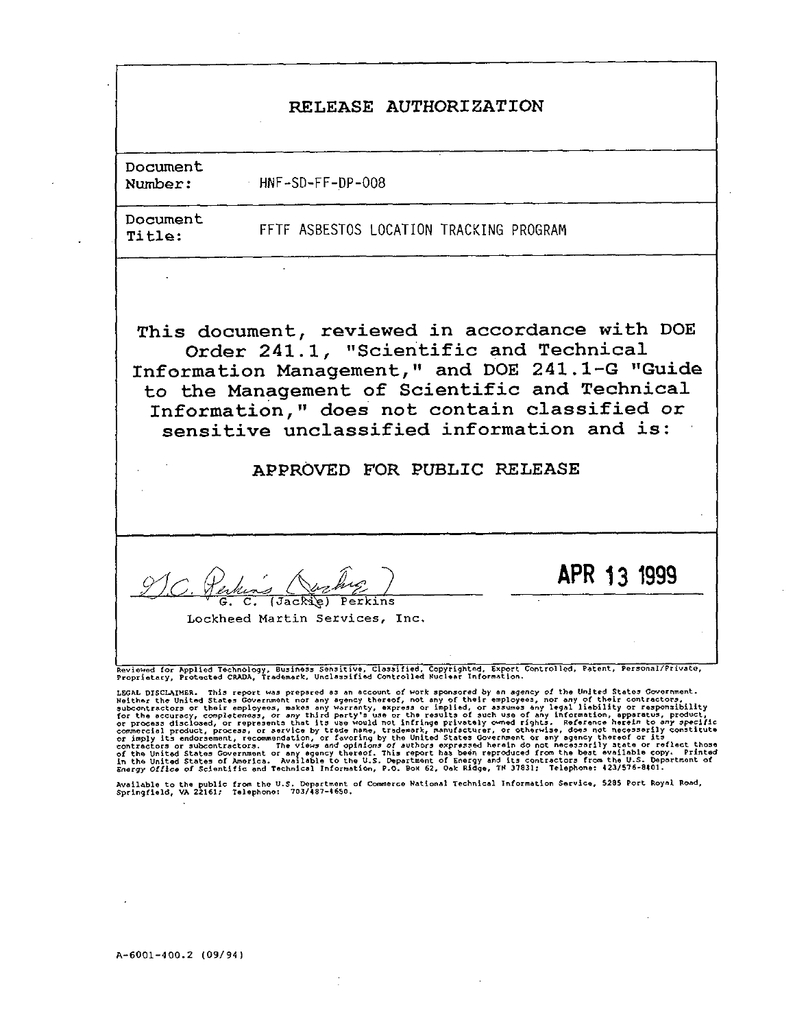# RELEASE AUTHORIZATION

| | |
|---|---|
| Document Number: | HNF-SD-FF-DP-008 |
| Document Title: | FFTF ASBESTOS LOCATION TRACKING PROGRAM |

**This document, reviewed in accordance with DOE Order 241.1, "Scientific and Technical Information Management," and DOE 241.1-G "Guide to the Management of Scientific and Technical Information," does not contain classified or sensitive unclassified information and is:**

**APPROVED FOR PUBLIC RELEASE**

G. C. Perkins (Jackie)
G. C. (Jackie) Perkins
Lockheed Martin Services, Inc.

**APR 13 1999**

Reviewed for Applied Technology, Business Sensitive, Classified, Copyrighted, Export Controlled, Patent, Personal/Private, Proprietary, Protected CRADA, Trademark, Unclassified Controlled Nuclear Information.

LEGAL DISCLAIMER. This report was prepared as an account of work sponsored by an agency of the United States Government. Neither the United States Government nor any agency thereof, nor any of their employees, nor any of their contractors, subcontractors or their employees, makes any warranty, express or implied, or assumes any legal liability or responsibility for the accuracy, completeness, or any third party's use or the results of such use of any information, apparatus, product, or process disclosed, or represents that its use would not infringe privately owned rights. Reference herein to any specific commercial product, process, or service by trade name, trademark, manufacturer, or otherwise, does not necessarily constitute or imply its endorsement, recommendation, or favoring by the United States Government or any agency thereof or its contractors or subcontractors. The views and opinions of authors expressed herein do not necessarily state or reflect those of the United States Government or any agency thereof. This report has been reproduced from the best available copy. Printed in the United States of America. Available to the U.S. Department of Energy and its contractors from the U.S. Department of Energy Office of Scientific and Technical Information, P.O. Box 62, Oak Ridge, TN 37831; Telephone: 423/576-8401.

Available to the public from the U.S. Department of Commerce National Technical Information Service, 5285 Port Royal Road, Springfield, VA 22161; Telephone: 703/487-4650.

A-6001-400.2 (09/94)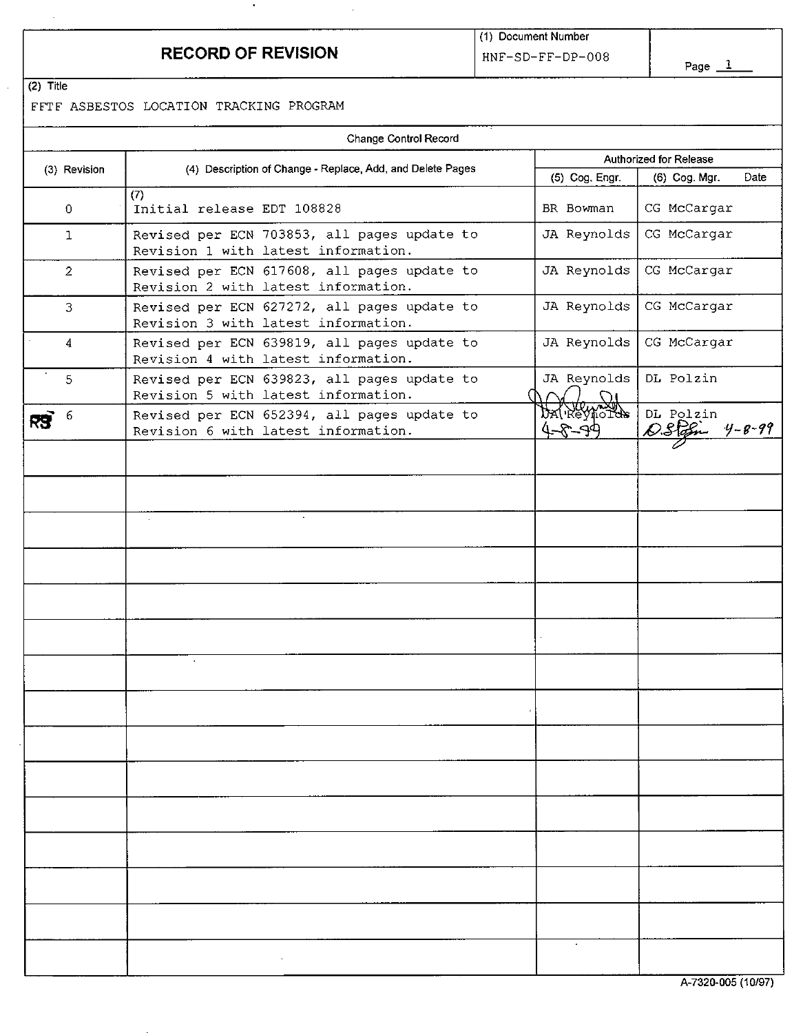# RECORD OF REVISION

| (1) Document Number | |
|---|---|
| HNF-SD-FF-DP-008 | Page 1 |

(2) Title

FFTF ASBESTOS LOCATION TRACKING PROGRAM

**Change Control Record**

| (3) Revision | (4) Description of Change - Replace, Add, and Delete Pages | Authorized for Release | |
|---|---|---|---|
| | | (5) Cog. Engr. | (6) Cog. Mgr. Date |
| 0 | (7) Initial release EDT 108828 | BR Bowman | CG McCargar |
| 1 | Revised per ECN 703853, all pages update to Revision 1 with latest information. | JA Reynolds | CG McCargar |
| 2 | Revised per ECN 617608, all pages update to Revision 2 with latest information. | JA Reynolds | CG McCargar |
| 3 | Revised per ECN 627272, all pages update to Revision 3 with latest information. | JA Reynolds | CG McCargar |
| 4 | Revised per ECN 639819, all pages update to Revision 4 with latest information. | JA Reynolds | CG McCargar |
| 5 | Revised per ECN 639823, all pages update to Revision 5 with latest information. | JA Reynolds | DL Polzin |
| RS 6 | Revised per ECN 652394, all pages update to Revision 6 with latest information. | JA Reynolds 4-8-99 | DL Polzin 4-8-99 |
| | | | |
| | | | |
| | | | |
| | | | |
| | | | |
| | | | |
| | | | |
| | | | |
| | | | |
| | | | |
| | | | |
| | | | |
| | | | |
| | | | |
| | | | |

A-7320-005 (10/97)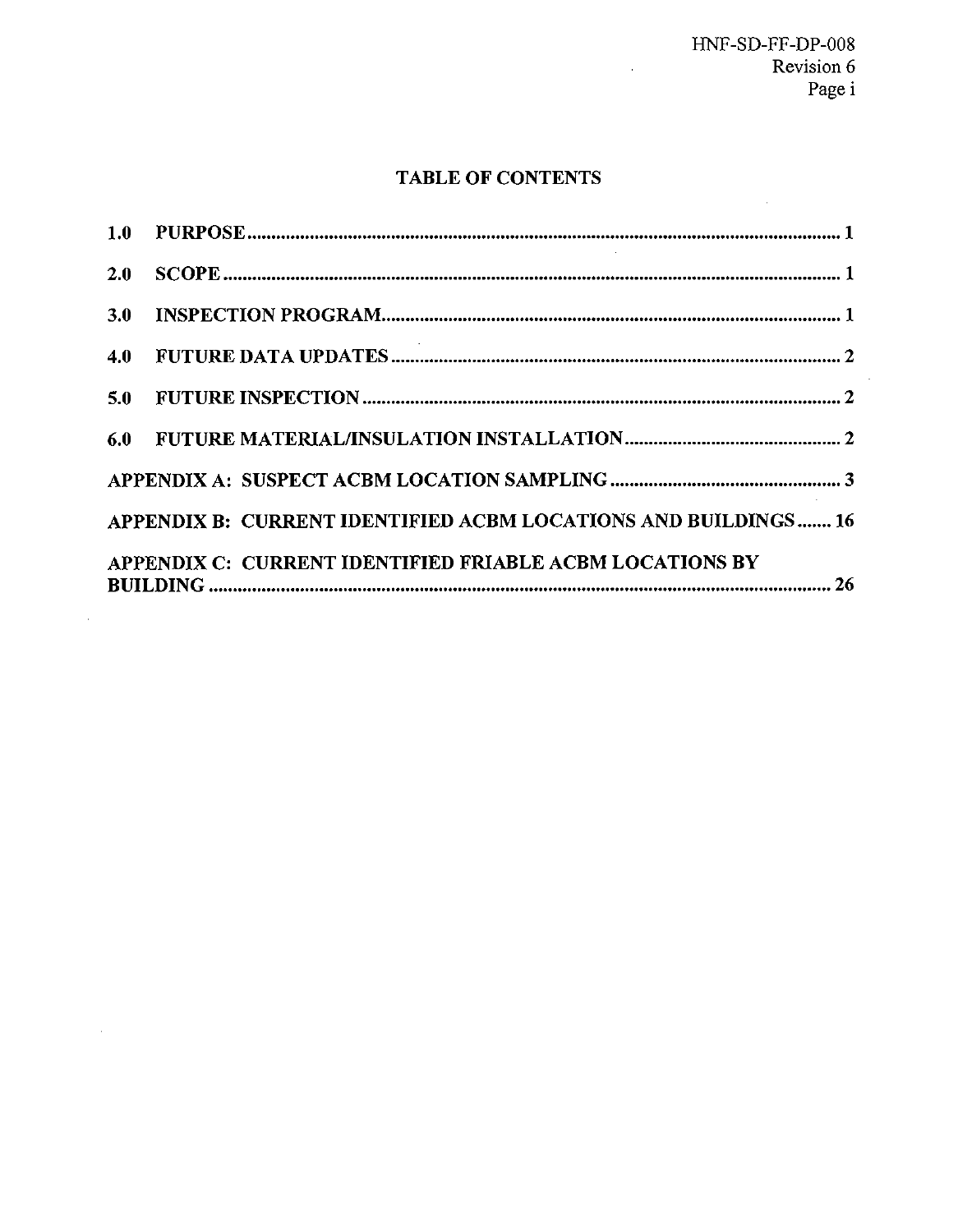# TABLE OF CONTENTS

| | | |
|---|---|---|
| 1.0 | PURPOSE | 1 |
| 2.0 | SCOPE | 1 |
| 3.0 | INSPECTION PROGRAM | 1 |
| 4.0 | FUTURE DATA UPDATES | 2 |
| 5.0 | FUTURE INSPECTION | 2 |
| 6.0 | FUTURE MATERIAL/INSULATION INSTALLATION | 2 |
| APPENDIX A: | SUSPECT ACBM LOCATION SAMPLING | 3 |
| APPENDIX B: | CURRENT IDENTIFIED ACBM LOCATIONS AND BUILDINGS | 16 |
| APPENDIX C: | CURRENT IDENTIFIED FRIABLE ACBM LOCATIONS BY BUILDING | 26 |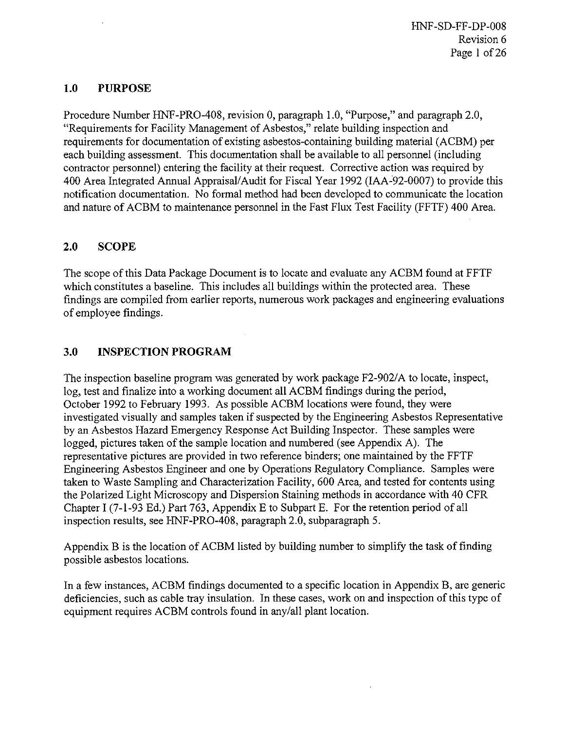## 1.0 PURPOSE

Procedure Number HNF-PRO-408, revision 0, paragraph 1.0, "Purpose," and paragraph 2.0, "Requirements for Facility Management of Asbestos," relate building inspection and requirements for documentation of existing asbestos-containing building material (ACBM) per each building assessment. This documentation shall be available to all personnel (including contractor personnel) entering the facility at their request. Corrective action was required by 400 Area Integrated Annual Appraisal/Audit for Fiscal Year 1992 (IAA-92-0007) to provide this notification documentation. No formal method had been developed to communicate the location and nature of ACBM to maintenance personnel in the Fast Flux Test Facility (FFTF) 400 Area.

## 2.0 SCOPE

The scope of this Data Package Document is to locate and evaluate any ACBM found at FFTF which constitutes a baseline. This includes all buildings within the protected area. These findings are compiled from earlier reports, numerous work packages and engineering evaluations of employee findings.

## 3.0 INSPECTION PROGRAM

The inspection baseline program was generated by work package F2-902/A to locate, inspect, log, test and finalize into a working document all ACBM findings during the period, October 1992 to February 1993. As possible ACBM locations were found, they were investigated visually and samples taken if suspected by the Engineering Asbestos Representative by an Asbestos Hazard Emergency Response Act Building Inspector. These samples were logged, pictures taken of the sample location and numbered (see Appendix A). The representative pictures are provided in two reference binders; one maintained by the FFTF Engineering Asbestos Engineer and one by Operations Regulatory Compliance. Samples were taken to Waste Sampling and Characterization Facility, 600 Area, and tested for contents using the Polarized Light Microscopy and Dispersion Staining methods in accordance with 40 CFR Chapter I (7-1-93 Ed.) Part 763, Appendix E to Subpart E. For the retention period of all inspection results, see HNF-PRO-408, paragraph 2.0, subparagraph 5.

Appendix B is the location of ACBM listed by building number to simplify the task of finding possible asbestos locations.

In a few instances, ACBM findings documented to a specific location in Appendix B, are generic deficiencies, such as cable tray insulation. In these cases, work on and inspection of this type of equipment requires ACBM controls found in any/all plant location.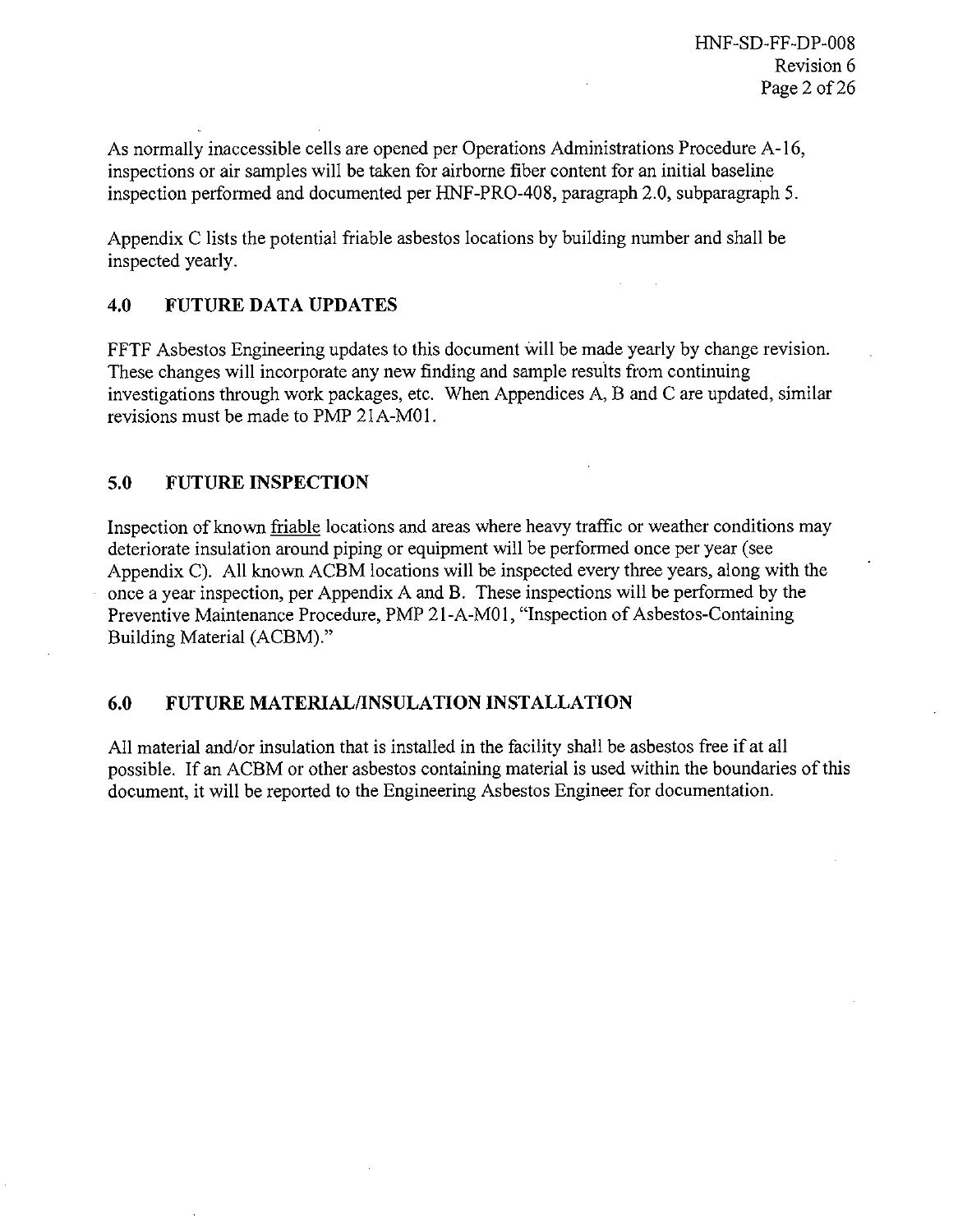As normally inaccessible cells are opened per Operations Administrations Procedure A-16, inspections or air samples will be taken for airborne fiber content for an initial baseline inspection performed and documented per HNF-PRO-408, paragraph 2.0, subparagraph 5.

Appendix C lists the potential friable asbestos locations by building number and shall be inspected yearly.

## 4.0 FUTURE DATA UPDATES

FFTF Asbestos Engineering updates to this document will be made yearly by change revision. These changes will incorporate any new finding and sample results from continuing investigations through work packages, etc. When Appendices A, B and C are updated, similar revisions must be made to PMP 21A-M01.

## 5.0 FUTURE INSPECTION

Inspection of known friable locations and areas where heavy traffic or weather conditions may deteriorate insulation around piping or equipment will be performed once per year (see Appendix C). All known ACBM locations will be inspected every three years, along with the once a year inspection, per Appendix A and B. These inspections will be performed by the Preventive Maintenance Procedure, PMP 21-A-M01, "Inspection of Asbestos-Containing Building Material (ACBM)."

## 6.0 FUTURE MATERIAL/INSULATION INSTALLATION

All material and/or insulation that is installed in the facility shall be asbestos free if at all possible. If an ACBM or other asbestos containing material is used within the boundaries of this document, it will be reported to the Engineering Asbestos Engineer for documentation.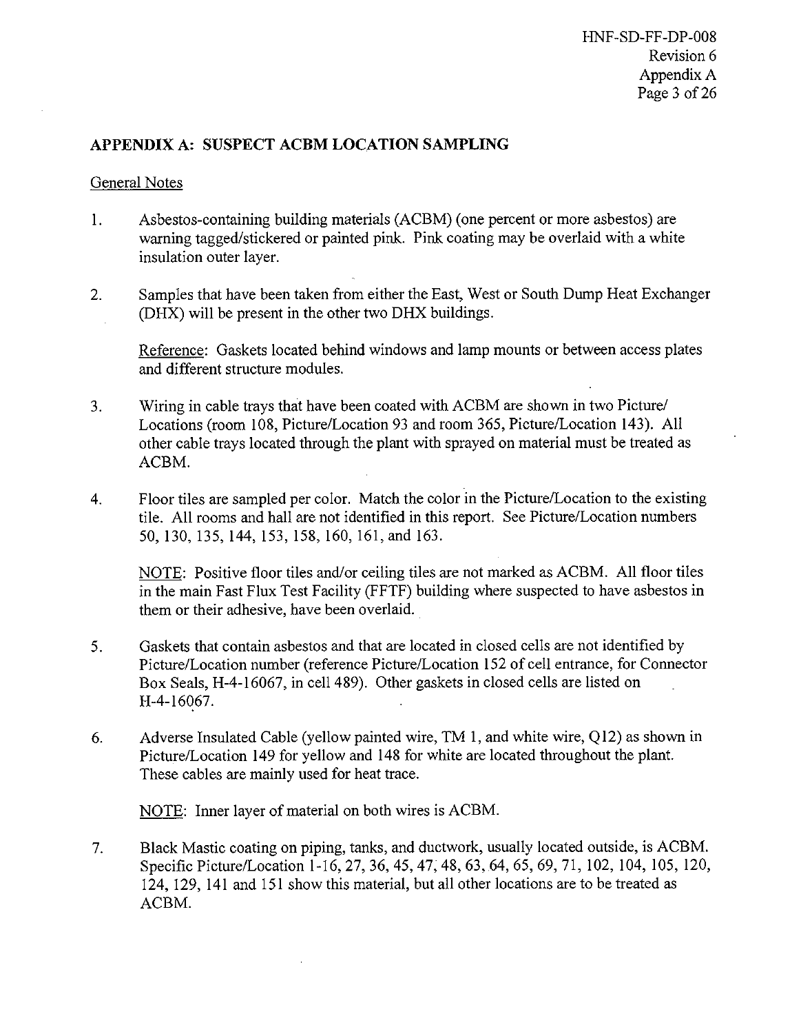## APPENDIX A: SUSPECT ACBM LOCATION SAMPLING

General Notes

1. Asbestos-containing building materials (ACBM) (one percent or more asbestos) are warning tagged/stickered or painted pink. Pink coating may be overlaid with a white insulation outer layer.

2. Samples that have been taken from either the East, West or South Dump Heat Exchanger (DHX) will be present in the other two DHX buildings.

   Reference: Gaskets located behind windows and lamp mounts or between access plates and different structure modules.

3. Wiring in cable trays that have been coated with ACBM are shown in two Picture/Locations (room 108, Picture/Location 93 and room 365, Picture/Location 143). All other cable trays located through the plant with sprayed on material must be treated as ACBM.

4. Floor tiles are sampled per color. Match the color in the Picture/Location to the existing tile. All rooms and hall are not identified in this report. See Picture/Location numbers 50, 130, 135, 144, 153, 158, 160, 161, and 163.

   NOTE: Positive floor tiles and/or ceiling tiles are not marked as ACBM. All floor tiles in the main Fast Flux Test Facility (FFTF) building where suspected to have asbestos in them or their adhesive, have been overlaid.

5. Gaskets that contain asbestos and that are located in closed cells are not identified by Picture/Location number (reference Picture/Location 152 of cell entrance, for Connector Box Seals, H-4-16067, in cell 489). Other gaskets in closed cells are listed on H-4-16067.

6. Adverse Insulated Cable (yellow painted wire, TM 1, and white wire, Q12) as shown in Picture/Location 149 for yellow and 148 for white are located throughout the plant. These cables are mainly used for heat trace.

   NOTE: Inner layer of material on both wires is ACBM.

7. Black Mastic coating on piping, tanks, and ductwork, usually located outside, is ACBM. Specific Picture/Location 1-16, 27, 36, 45, 47, 48, 63, 64, 65, 69, 71, 102, 104, 105, 120, 124, 129, 141 and 151 show this material, but all other locations are to be treated as ACBM.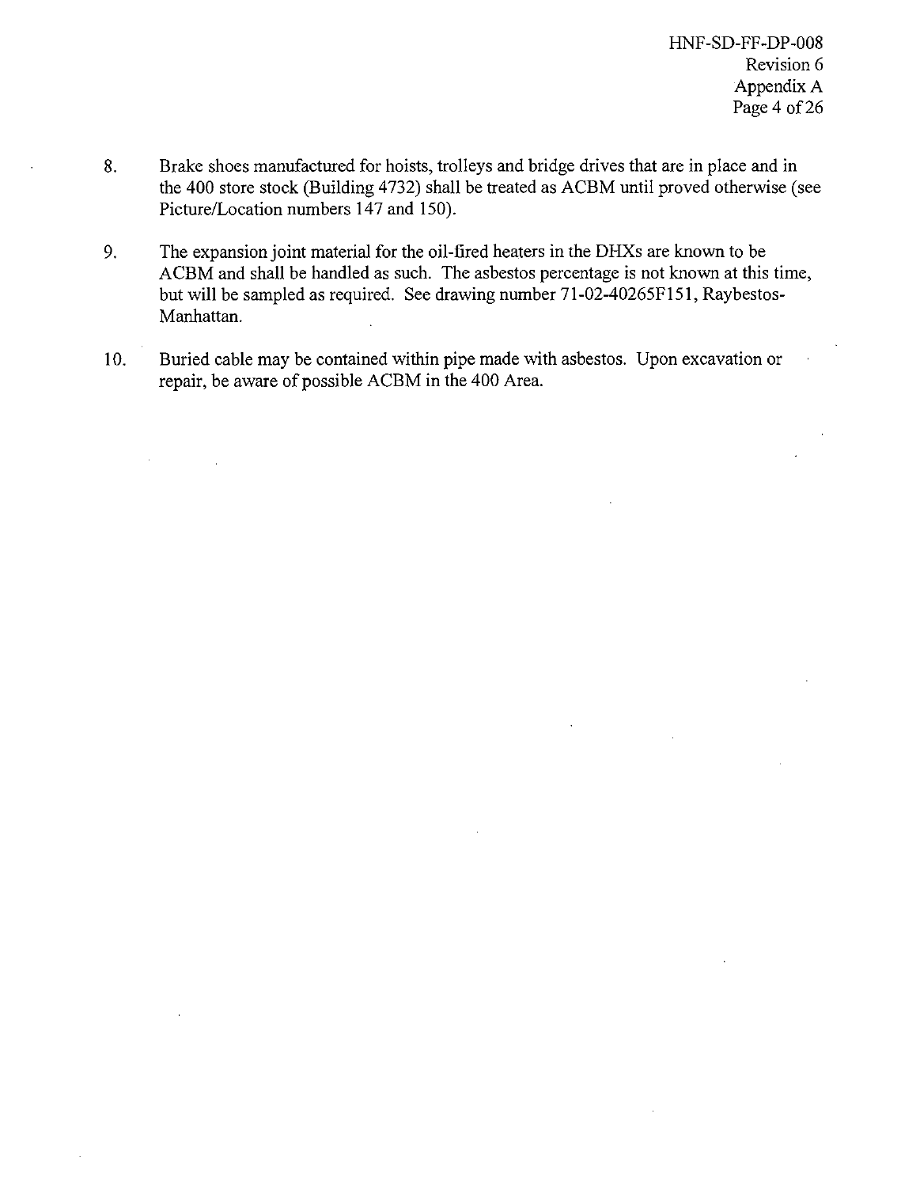8. Brake shoes manufactured for hoists, trolleys and bridge drives that are in place and in the 400 store stock (Building 4732) shall be treated as ACBM until proved otherwise (see Picture/Location numbers 147 and 150).

9. The expansion joint material for the oil-fired heaters in the DHXs are known to be ACBM and shall be handled as such. The asbestos percentage is not known at this time, but will be sampled as required. See drawing number 71-02-40265F151, Raybestos-Manhattan.

10. Buried cable may be contained within pipe made with asbestos. Upon excavation or repair, be aware of possible ACBM in the 400 Area.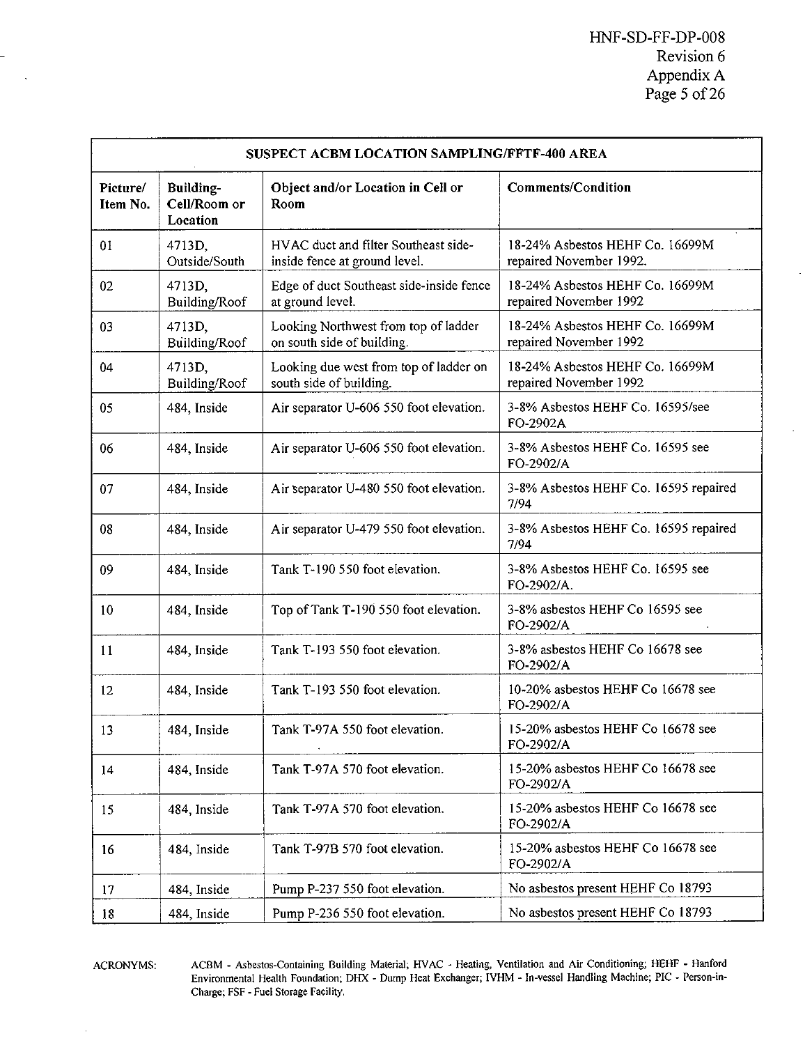| SUSPECT ACBM LOCATION SAMPLING/FFTF-400 AREA | | | |
|---|---|---|---|
| **Picture/ Item No.** | **Building- Cell/Room or Location** | **Object and/or Location in Cell or Room** | **Comments/Condition** |
| 01 | 4713D, Outside/South | HVAC duct and filter Southeast side-inside fence at ground level. | 18-24% Asbestos HEHF Co. 16699M repaired November 1992. |
| 02 | 4713D, Building/Roof | Edge of duct Southeast side-inside fence at ground level. | 18-24% Asbestos HEHF Co. 16699M repaired November 1992 |
| 03 | 4713D, Building/Roof | Looking Northwest from top of ladder on south side of building. | 18-24% Asbestos HEHF Co. 16699M repaired November 1992 |
| 04 | 4713D, Building/Roof | Looking due west from top of ladder on south side of building. | 18-24% Asbestos HEHF Co. 16699M repaired November 1992 |
| 05 | 484, Inside | Air separator U-606 550 foot elevation. | 3-8% Asbestos HEHF Co. 16595/see FO-2902A |
| 06 | 484, Inside | Air separator U-606 550 foot elevation. | 3-8% Asbestos HEHF Co. 16595 see FO-2902/A |
| 07 | 484, Inside | Air separator U-480 550 foot elevation. | 3-8% Asbestos HEHF Co. 16595 repaired 7/94 |
| 08 | 484, Inside | Air separator U-479 550 foot elevation. | 3-8% Asbestos HEHF Co. 16595 repaired 7/94 |
| 09 | 484, Inside | Tank T-190 550 foot elevation. | 3-8% Asbestos HEHF Co. 16595 see FO-2902/A. |
| 10 | 484, Inside | Top of Tank T-190 550 foot elevation. | 3-8% asbestos HEHF Co 16595 see FO-2902/A |
| 11 | 484, Inside | Tank T-193 550 foot elevation. | 3-8% asbestos HEHF Co 16678 see FO-2902/A |
| 12 | 484, Inside | Tank T-193 550 foot elevation. | 10-20% asbestos HEHF Co 16678 see FO-2902/A |
| 13 | 484, Inside | Tank T-97A 550 foot elevation. | 15-20% asbestos HEHF Co 16678 see FO-2902/A |
| 14 | 484, Inside | Tank T-97A 570 foot elevation. | 15-20% asbestos HEHF Co 16678 see FO-2902/A |
| 15 | 484, Inside | Tank T-97A 570 foot elevation. | 15-20% asbestos HEHF Co 16678 see FO-2902/A |
| 16 | 484, Inside | Tank T-97B 570 foot elevation. | 15-20% asbestos HEHF Co 16678 see FO-2902/A |
| 17 | 484, Inside | Pump P-237 550 foot elevation. | No asbestos present HEHF Co 18793 |
| 18 | 484, Inside | Pump P-236 550 foot elevation. | No asbestos present HEHF Co 18793 |

ACRONYMS: ACBM - Asbestos-Containing Building Material; HVAC - Heating, Ventilation and Air Conditioning; HEHF - Hanford Environmental Health Foundation; DHX - Dump Heat Exchanger; IVHM - In-vessel Handling Machine; PIC - Person-in-Charge; FSF - Fuel Storage Facility.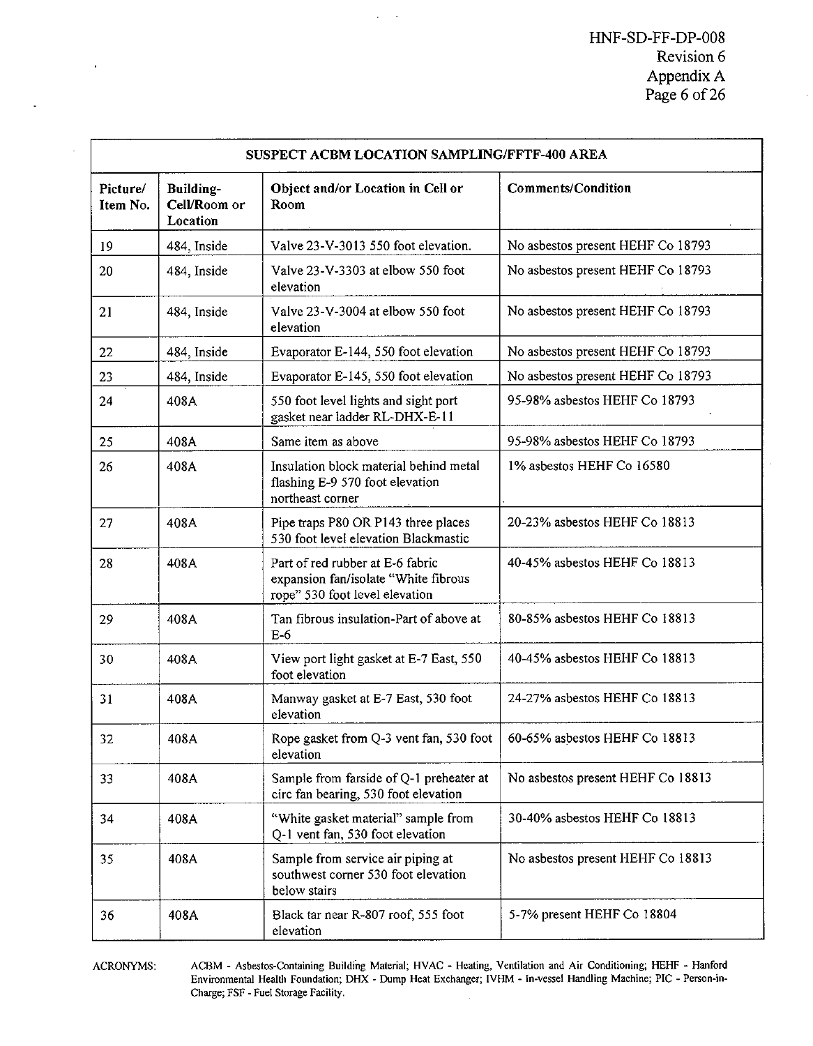| SUSPECT ACBM LOCATION SAMPLING/FFTF-400 AREA | | | |
|---|---|---|---|
| **Picture/ Item No.** | **Building-Cell/Room or Location** | **Object and/or Location in Cell or Room** | **Comments/Condition** |
| 19 | 484, Inside | Valve 23-V-3013 550 foot elevation. | No asbestos present HEHF Co 18793 |
| 20 | 484, Inside | Valve 23-V-3303 at elbow 550 foot elevation | No asbestos present HEHF Co 18793 |
| 21 | 484, Inside | Valve 23-V-3004 at elbow 550 foot elevation | No asbestos present HEHF Co 18793 |
| 22 | 484, Inside | Evaporator E-144, 550 foot elevation | No asbestos present HEHF Co 18793 |
| 23 | 484, Inside | Evaporator E-145, 550 foot elevation | No asbestos present HEHF Co 18793 |
| 24 | 408A | 550 foot level lights and sight port gasket near ladder RL-DHX-E-11 | 95-98% asbestos HEHF Co 18793 |
| 25 | 408A | Same item as above | 95-98% asbestos HEHF Co 18793 |
| 26 | 408A | Insulation block material behind metal flashing E-9 570 foot elevation northeast corner | 1% asbestos HEHF Co 16580 |
| 27 | 408A | Pipe traps P80 OR P143 three places 530 foot level elevation Blackmastic | 20-23% asbestos HEHF Co 18813 |
| 28 | 408A | Part of red rubber at E-6 fabric expansion fan/isolate "White fibrous rope" 530 foot level elevation | 40-45% asbestos HEHF Co 18813 |
| 29 | 408A | Tan fibrous insulation-Part of above at E-6 | 80-85% asbestos HEHF Co 18813 |
| 30 | 408A | View port light gasket at E-7 East, 550 foot elevation | 40-45% asbestos HEHF Co 18813 |
| 31 | 408A | Manway gasket at E-7 East, 530 foot elevation | 24-27% asbestos HEHF Co 18813 |
| 32 | 408A | Rope gasket from Q-3 vent fan, 530 foot elevation | 60-65% asbestos HEHF Co 18813 |
| 33 | 408A | Sample from farside of Q-1 preheater at circ fan bearing, 530 foot elevation | No asbestos present HEHF Co 18813 |
| 34 | 408A | "White gasket material" sample from Q-1 vent fan, 530 foot elevation | 30-40% asbestos HEHF Co 18813 |
| 35 | 408A | Sample from service air piping at southwest corner 530 foot elevation below stairs | No asbestos present HEHF Co 18813 |
| 36 | 408A | Black tar near R-807 roof, 555 foot elevation | 5-7% present HEHF Co 18804 |

ACRONYMS: ACBM - Asbestos-Containing Building Material; HVAC - Heating, Ventilation and Air Conditioning; HEHF - Hanford Environmental Health Foundation; DHX - Dump Heat Exchanger; IVHM - In-vessel Handling Machine; PIC - Person-in-Charge; FSF - Fuel Storage Facility.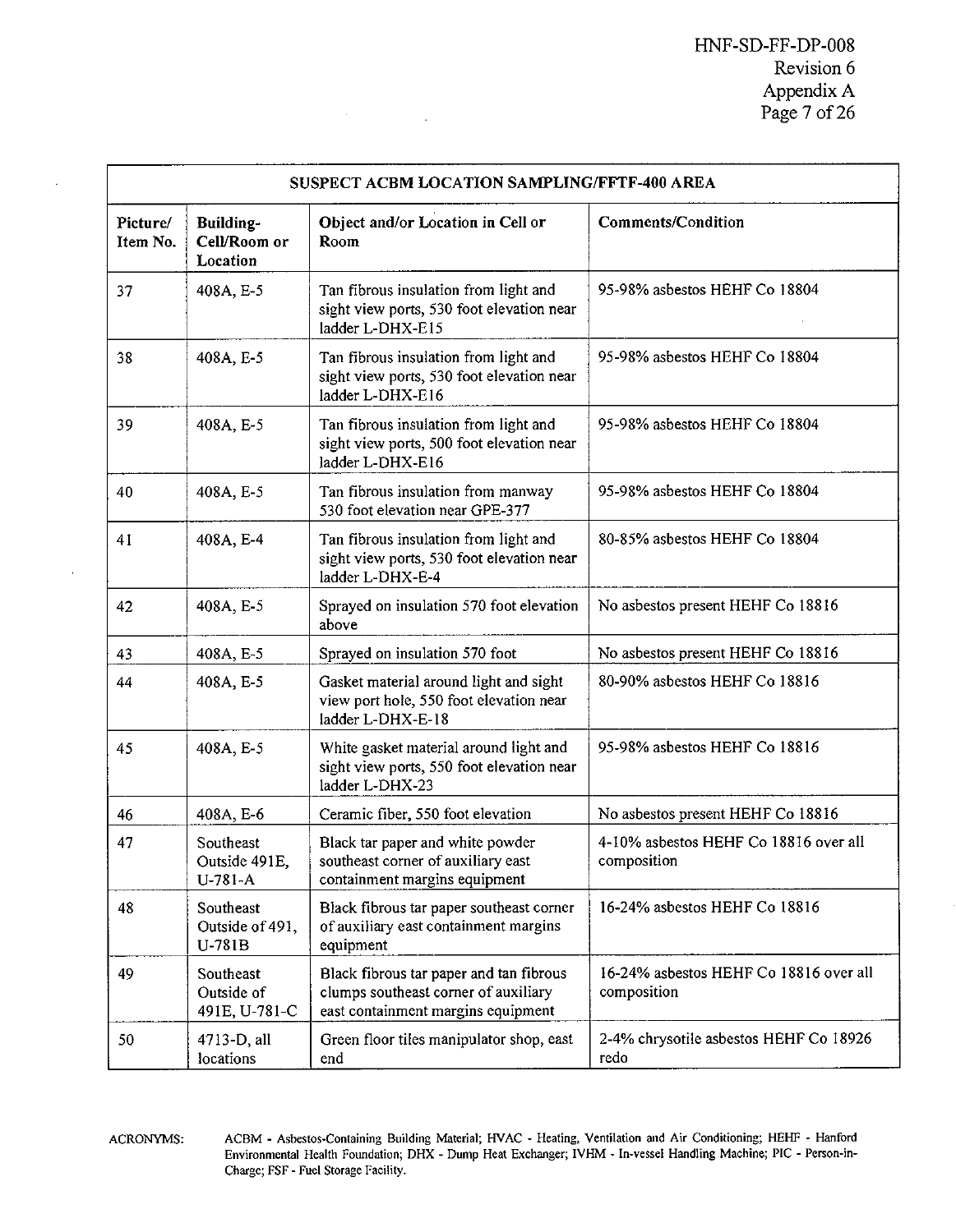| SUSPECT ACBM LOCATION SAMPLING/FFTF-400 AREA | | | |
|---|---|---|---|
| **Picture/ Item No.** | **Building-Cell/Room or Location** | **Object and/or Location in Cell or Room** | **Comments/Condition** |
| 37 | 408A, E-5 | Tan fibrous insulation from light and sight view ports, 530 foot elevation near ladder L-DHX-E15 | 95-98% asbestos HEHF Co 18804 |
| 38 | 408A, E-5 | Tan fibrous insulation from light and sight view ports, 530 foot elevation near ladder L-DHX-E16 | 95-98% asbestos HEHF Co 18804 |
| 39 | 408A, E-5 | Tan fibrous insulation from light and sight view ports, 500 foot elevation near ladder L-DHX-E16 | 95-98% asbestos HEHF Co 18804 |
| 40 | 408A, E-5 | Tan fibrous insulation from manway 530 foot elevation near GPE-377 | 95-98% asbestos HEHF Co 18804 |
| 41 | 408A, E-4 | Tan fibrous insulation from light and sight view ports, 530 foot elevation near ladder L-DHX-E-4 | 80-85% asbestos HEHF Co 18804 |
| 42 | 408A, E-5 | Sprayed on insulation 570 foot elevation above | No asbestos present HEHF Co 18816 |
| 43 | 408A, E-5 | Sprayed on insulation 570 foot | No asbestos present HEHF Co 18816 |
| 44 | 408A, E-5 | Gasket material around light and sight view port hole, 550 foot elevation near ladder L-DHX-E-18 | 80-90% asbestos HEHF Co 18816 |
| 45 | 408A, E-5 | White gasket material around light and sight view ports, 550 foot elevation near ladder L-DHX-23 | 95-98% asbestos HEHF Co 18816 |
| 46 | 408A, E-6 | Ceramic fiber, 550 foot elevation | No asbestos present HEHF Co 18816 |
| 47 | Southeast Outside 491E, U-781-A | Black tar paper and white powder southeast corner of auxiliary east containment margins equipment | 4-10% asbestos HEHF Co 18816 over all composition |
| 48 | Southeast Outside of 491, U-781B | Black fibrous tar paper southeast corner of auxiliary east containment margins equipment | 16-24% asbestos HEHF Co 18816 |
| 49 | Southeast Outside of 491E, U-781-C | Black fibrous tar paper and tan fibrous clumps southeast corner of auxiliary east containment margins equipment | 16-24% asbestos HEHF Co 18816 over all composition |
| 50 | 4713-D, all locations | Green floor tiles manipulator shop, east end | 2-4% chrysotile asbestos HEHF Co 18926 redo |

ACRONYMS: ACBM - Asbestos-Containing Building Material; HVAC - Heating, Ventilation and Air Conditioning; HEHF - Hanford Environmental Health Foundation; DHX - Dump Heat Exchanger; IVHM - In-vessel Handling Machine; PIC - Person-in-Charge; FSF - Fuel Storage Facility.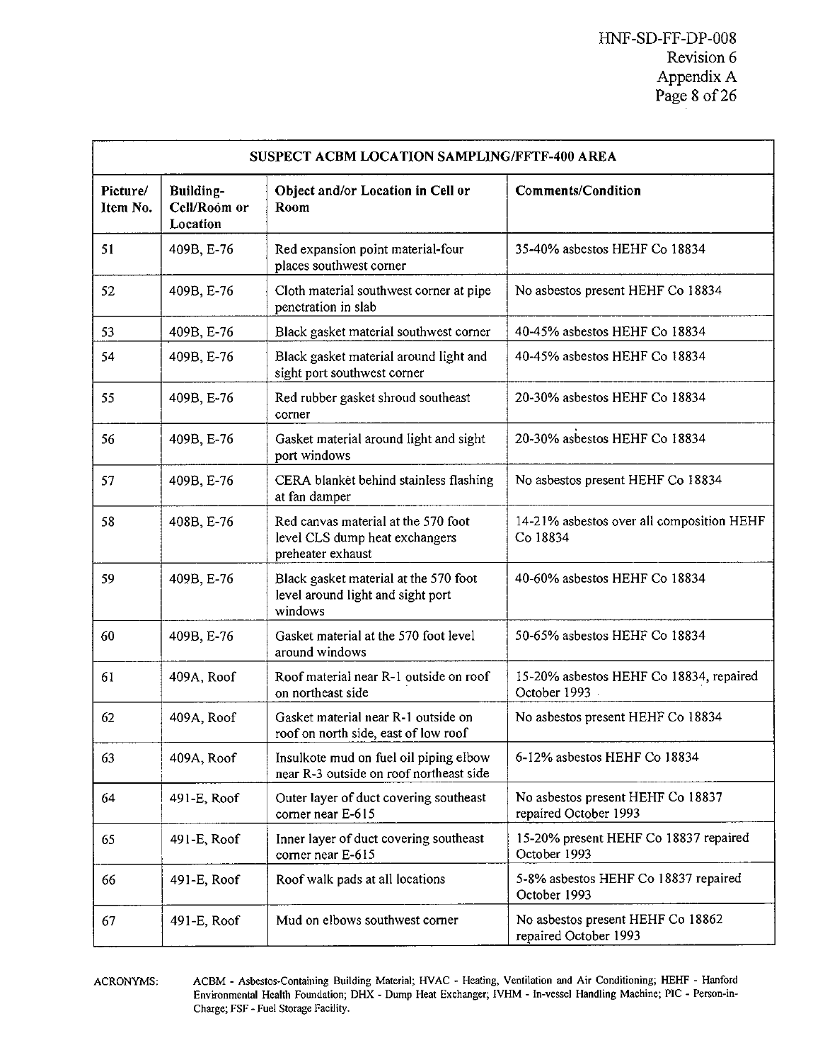| SUSPECT ACBM LOCATION SAMPLING/FFTF-400 AREA | | | |
|---|---|---|---|
| **Picture/ Item No.** | **Building-Cell/Room or Location** | **Object and/or Location in Cell or Room** | **Comments/Condition** |
| 51 | 409B, E-76 | Red expansion point material-four places southwest corner | 35-40% asbestos HEHF Co 18834 |
| 52 | 409B, E-76 | Cloth material southwest corner at pipe penetration in slab | No asbestos present HEHF Co 18834 |
| 53 | 409B, E-76 | Black gasket material southwest corner | 40-45% asbestos HEHF Co 18834 |
| 54 | 409B, E-76 | Black gasket material around light and sight port southwest corner | 40-45% asbestos HEHF Co 18834 |
| 55 | 409B, E-76 | Red rubber gasket shroud southeast corner | 20-30% asbestos HEHF Co 18834 |
| 56 | 409B, E-76 | Gasket material around light and sight port windows | 20-30% asbestos HEHF Co 18834 |
| 57 | 409B, E-76 | CERA blanket behind stainless flashing at fan damper | No asbestos present HEHF Co 18834 |
| 58 | 408B, E-76 | Red canvas material at the 570 foot level CLS dump heat exchangers preheater exhaust | 14-21% asbestos over all composition HEHF Co 18834 |
| 59 | 409B, E-76 | Black gasket material at the 570 foot level around light and sight port windows | 40-60% asbestos HEHF Co 18834 |
| 60 | 409B, E-76 | Gasket material at the 570 foot level around windows | 50-65% asbestos HEHF Co 18834 |
| 61 | 409A, Roof | Roof material near R-1 outside on roof on northeast side | 15-20% asbestos HEHF Co 18834, repaired October 1993 |
| 62 | 409A, Roof | Gasket material near R-1 outside on roof on north side, east of low roof | No asbestos present HEHF Co 18834 |
| 63 | 409A, Roof | Insulkote mud on fuel oil piping elbow near R-3 outside on roof northeast side | 6-12% asbestos HEHF Co 18834 |
| 64 | 491-E, Roof | Outer layer of duct covering southeast corner near E-615 | No asbestos present HEHF Co 18837 repaired October 1993 |
| 65 | 491-E, Roof | Inner layer of duct covering southeast corner near E-615 | 15-20% present HEHF Co 18837 repaired October 1993 |
| 66 | 491-E, Roof | Roof walk pads at all locations | 5-8% asbestos HEHF Co 18837 repaired October 1993 |
| 67 | 491-E, Roof | Mud on elbows southwest corner | No asbestos present HEHF Co 18862 repaired October 1993 |

ACRONYMS: ACBM - Asbestos-Containing Building Material; HVAC - Heating, Ventilation and Air Conditioning; HEHF - Hanford Environmental Health Foundation; DHX - Dump Heat Exchanger; IVHM - In-vessel Handling Machine; PIC - Person-in-Charge; FSF - Fuel Storage Facility.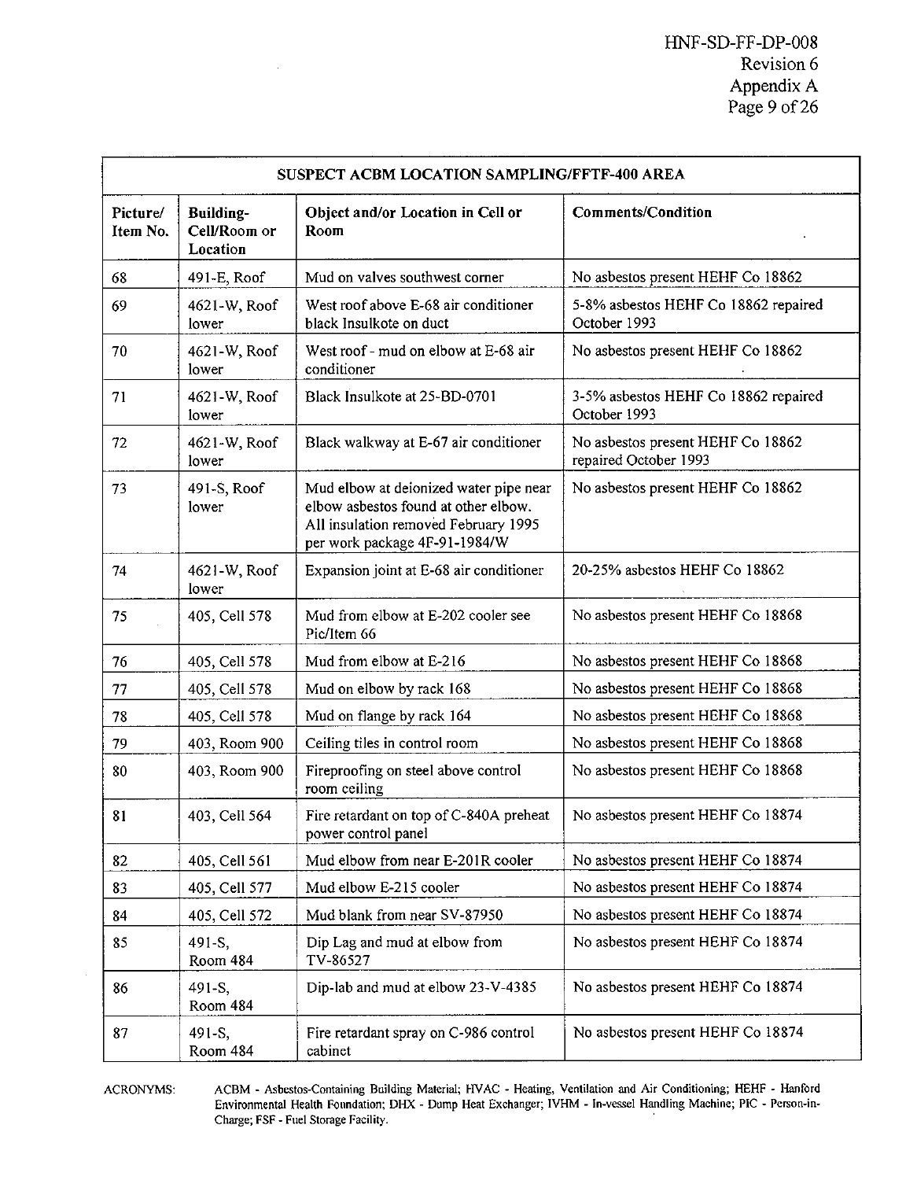| SUSPECT ACBM LOCATION SAMPLING/FFTF-400 AREA | | | |
|---|---|---|---|
| Picture/ Item No. | Building-Cell/Room or Location | Object and/or Location in Cell or Room | Comments/Condition |
| 68 | 491-E, Roof | Mud on valves southwest corner | No asbestos present HEHF Co 18862 |
| 69 | 4621-W, Roof lower | West roof above E-68 air conditioner black Insulkote on duct | 5-8% asbestos HEHF Co 18862 repaired October 1993 |
| 70 | 4621-W, Roof lower | West roof - mud on elbow at E-68 air conditioner | No asbestos present HEHF Co 18862 |
| 71 | 4621-W, Roof lower | Black Insulkote at 25-BD-0701 | 3-5% asbestos HEHF Co 18862 repaired October 1993 |
| 72 | 4621-W, Roof lower | Black walkway at E-67 air conditioner | No asbestos present HEHF Co 18862 repaired October 1993 |
| 73 | 491-S, Roof lower | Mud elbow at deionized water pipe near elbow asbestos found at other elbow. All insulation removed February 1995 per work package 4F-91-1984/W | No asbestos present HEHF Co 18862 |
| 74 | 4621-W, Roof lower | Expansion joint at E-68 air conditioner | 20-25% asbestos HEHF Co 18862 |
| 75 | 405, Cell 578 | Mud from elbow at E-202 cooler see Pic/Item 66 | No asbestos present HEHF Co 18868 |
| 76 | 405, Cell 578 | Mud from elbow at E-216 | No asbestos present HEHF Co 18868 |
| 77 | 405, Cell 578 | Mud on elbow by rack 168 | No asbestos present HEHF Co 18868 |
| 78 | 405, Cell 578 | Mud on flange by rack 164 | No asbestos present HEHF Co 18868 |
| 79 | 403, Room 900 | Ceiling tiles in control room | No asbestos present HEHF Co 18868 |
| 80 | 403, Room 900 | Fireproofing on steel above control room ceiling | No asbestos present HEHF Co 18868 |
| 81 | 403, Cell 564 | Fire retardant on top of C-840A preheat power control panel | No asbestos present HEHF Co 18874 |
| 82 | 405, Cell 561 | Mud elbow from near E-201R cooler | No asbestos present HEHF Co 18874 |
| 83 | 405, Cell 577 | Mud elbow E-215 cooler | No asbestos present HEHF Co 18874 |
| 84 | 405, Cell 572 | Mud blank from near SV-87950 | No asbestos present HEHF Co 18874 |
| 85 | 491-S, Room 484 | Dip Lag and mud at elbow from TV-86527 | No asbestos present HEHF Co 18874 |
| 86 | 491-S, Room 484 | Dip-lab and mud at elbow 23-V-4385 | No asbestos present HEHF Co 18874 |
| 87 | 491-S, Room 484 | Fire retardant spray on C-986 control cabinet | No asbestos present HEHF Co 18874 |

ACRONYMS: ACBM - Asbestos-Containing Building Material; HVAC - Heating, Ventilation and Air Conditioning; HEHF - Hanford Environmental Health Foundation; DHX - Dump Heat Exchanger; IVHM - In-vessel Handling Machine; PIC - Person-in-Charge; FSF - Fuel Storage Facility.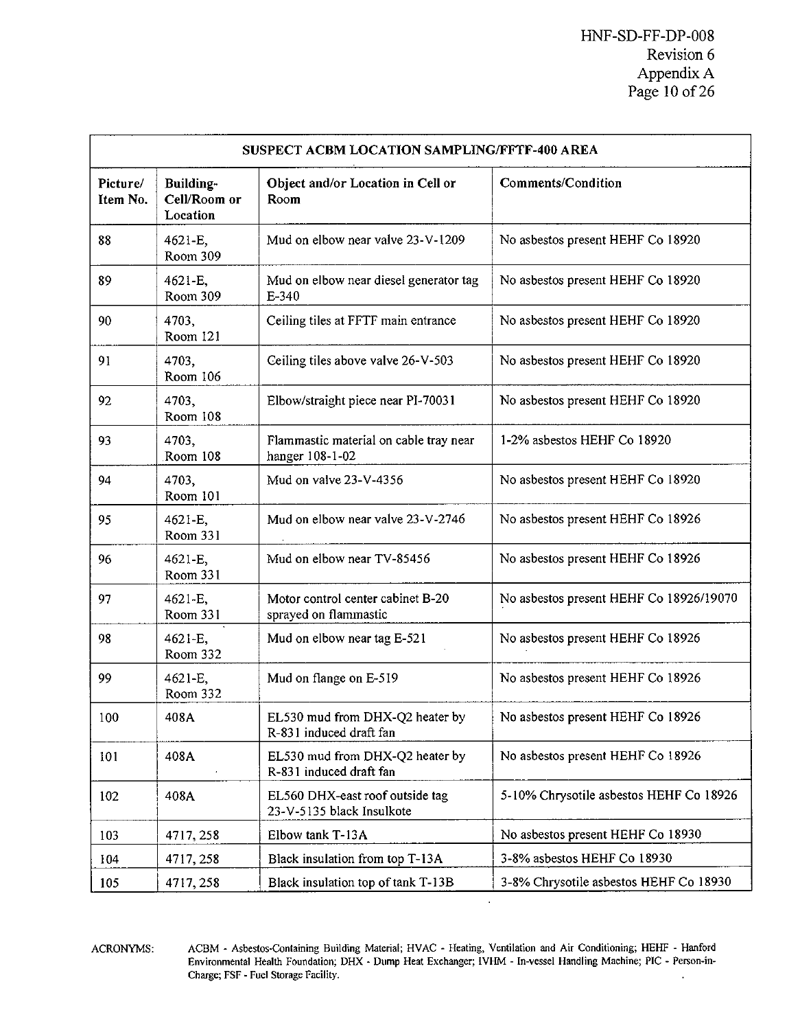| SUSPECT ACBM LOCATION SAMPLING/FFTF-400 AREA | | | |
|---|---|---|---|
| **Picture/ Item No.** | **Building-Cell/Room or Location** | **Object and/or Location in Cell or Room** | **Comments/Condition** |
| 88 | 4621-E, Room 309 | Mud on elbow near valve 23-V-1209 | No asbestos present HEHF Co 18920 |
| 89 | 4621-E, Room 309 | Mud on elbow near diesel generator tag E-340 | No asbestos present HEHF Co 18920 |
| 90 | 4703, Room 121 | Ceiling tiles at FFTF main entrance | No asbestos present HEHF Co 18920 |
| 91 | 4703, Room 106 | Ceiling tiles above valve 26-V-503 | No asbestos present HEHF Co 18920 |
| 92 | 4703, Room 108 | Elbow/straight piece near PI-70031 | No asbestos present HEHF Co 18920 |
| 93 | 4703, Room 108 | Flammastic material on cable tray near hanger 108-1-02 | 1-2% asbestos HEHF Co 18920 |
| 94 | 4703, Room 101 | Mud on valve 23-V-4356 | No asbestos present HEHF Co 18920 |
| 95 | 4621-E, Room 331 | Mud on elbow near valve 23-V-2746 | No asbestos present HEHF Co 18926 |
| 96 | 4621-E, Room 331 | Mud on elbow near TV-85456 | No asbestos present HEHF Co 18926 |
| 97 | 4621-E, Room 331 | Motor control center cabinet B-20 sprayed on flammastic | No asbestos present HEHF Co 18926/19070 |
| 98 | 4621-E, Room 332 | Mud on elbow near tag E-521 | No asbestos present HEHF Co 18926 |
| 99 | 4621-E, Room 332 | Mud on flange on E-519 | No asbestos present HEHF Co 18926 |
| 100 | 408A | EL530 mud from DHX-Q2 heater by R-831 induced draft fan | No asbestos present HEHF Co 18926 |
| 101 | 408A | EL530 mud from DHX-Q2 heater by R-831 induced draft fan | No asbestos present HEHF Co 18926 |
| 102 | 408A | EL560 DHX-east roof outside tag 23-V-5135 black Insulkote | 5-10% Chrysotile asbestos HEHF Co 18926 |
| 103 | 4717, 258 | Elbow tank T-13A | No asbestos present HEHF Co 18930 |
| 104 | 4717, 258 | Black insulation from top T-13A | 3-8% asbestos HEHF Co 18930 |
| 105 | 4717, 258 | Black insulation top of tank T-13B | 3-8% Chrysotile asbestos HEHF Co 18930 |

ACRONYMS: ACBM - Asbestos-Containing Building Material; HVAC - Heating, Ventilation and Air Conditioning; HEHF - Hanford Environmental Health Foundation; DHX - Dump Heat Exchanger; IVHM - In-vessel Handling Machine; PIC - Person-in-Charge; FSF - Fuel Storage Facility.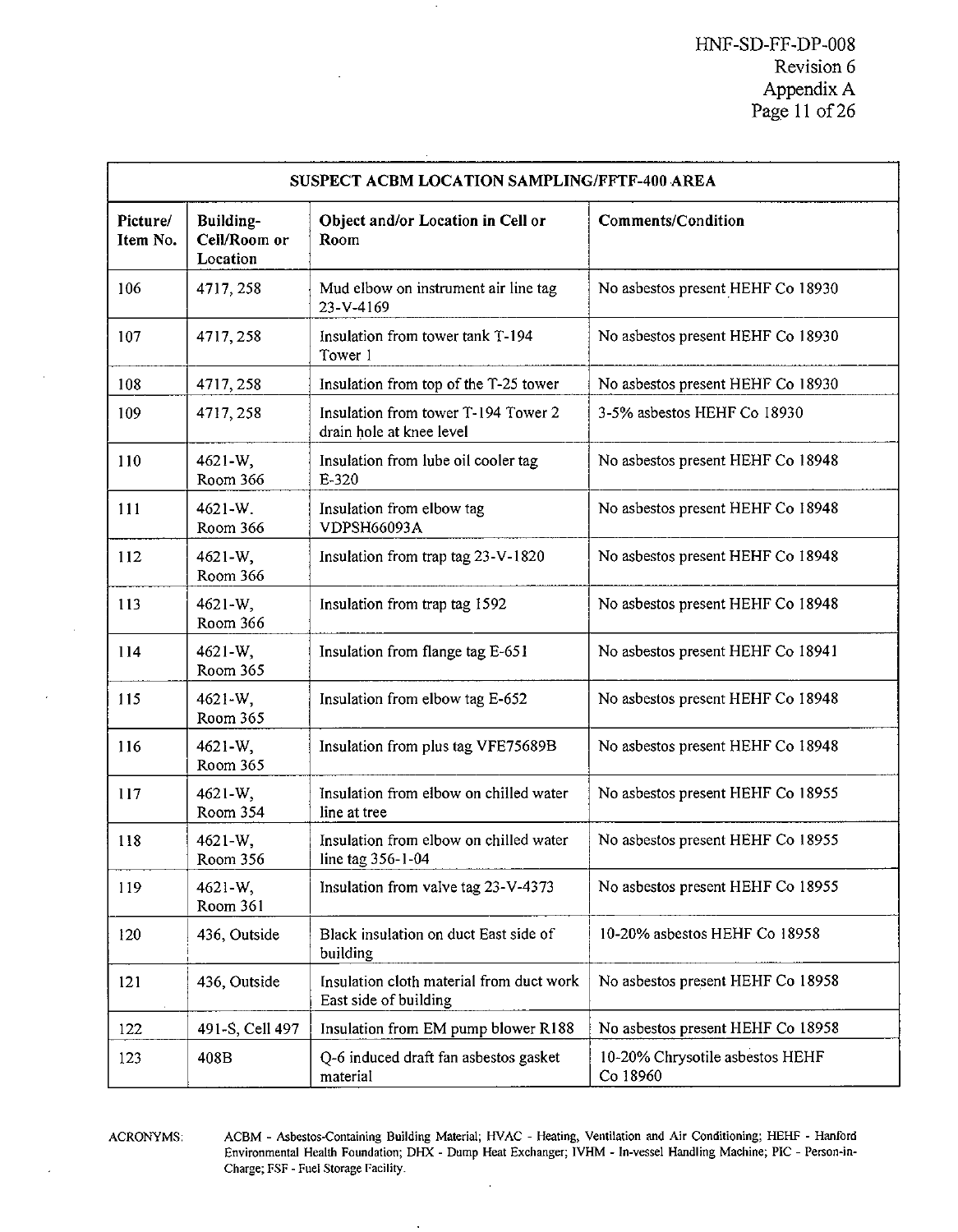| SUSPECT ACBM LOCATION SAMPLING/FFTF-400 AREA | | | |
|---|---|---|---|
| Picture/ Item No. | Building-Cell/Room or Location | Object and/or Location in Cell or Room | Comments/Condition |
| 106 | 4717, 258 | Mud elbow on instrument air line tag 23-V-4169 | No asbestos present HEHF Co 18930 |
| 107 | 4717, 258 | Insulation from tower tank T-194 Tower 1 | No asbestos present HEHF Co 18930 |
| 108 | 4717, 258 | Insulation from top of the T-25 tower | No asbestos present HEHF Co 18930 |
| 109 | 4717, 258 | Insulation from tower T-194 Tower 2 drain hole at knee level | 3-5% asbestos HEHF Co 18930 |
| 110 | 4621-W, Room 366 | Insulation from lube oil cooler tag E-320 | No asbestos present HEHF Co 18948 |
| 111 | 4621-W. Room 366 | Insulation from elbow tag VDPSH66093A | No asbestos present HEHF Co 18948 |
| 112 | 4621-W, Room 366 | Insulation from trap tag 23-V-1820 | No asbestos present HEHF Co 18948 |
| 113 | 4621-W, Room 366 | Insulation from trap tag 1592 | No asbestos present HEHF Co 18948 |
| 114 | 4621-W, Room 365 | Insulation from flange tag E-651 | No asbestos present HEHF Co 18941 |
| 115 | 4621-W, Room 365 | Insulation from elbow tag E-652 | No asbestos present HEHF Co 18948 |
| 116 | 4621-W, Room 365 | Insulation from plus tag VFE75689B | No asbestos present HEHF Co 18948 |
| 117 | 4621-W, Room 354 | Insulation from elbow on chilled water line at tree | No asbestos present HEHF Co 18955 |
| 118 | 4621-W, Room 356 | Insulation from elbow on chilled water line tag 356-1-04 | No asbestos present HEHF Co 18955 |
| 119 | 4621-W, Room 361 | Insulation from valve tag 23-V-4373 | No asbestos present HEHF Co 18955 |
| 120 | 436, Outside | Black insulation on duct East side of building | 10-20% asbestos HEHF Co 18958 |
| 121 | 436, Outside | Insulation cloth material from duct work East side of building | No asbestos present HEHF Co 18958 |
| 122 | 491-S, Cell 497 | Insulation from EM pump blower R188 | No asbestos present HEHF Co 18958 |
| 123 | 408B | Q-6 induced draft fan asbestos gasket material | 10-20% Chrysotile asbestos HEHF Co 18960 |

ACRONYMS: ACBM - Asbestos-Containing Building Material; HVAC - Heating, Ventilation and Air Conditioning; HEHF - Hanford Environmental Health Foundation; DHX - Dump Heat Exchanger; IVHM - In-vessel Handling Machine; PIC - Person-in-Charge; FSF - Fuel Storage Facility.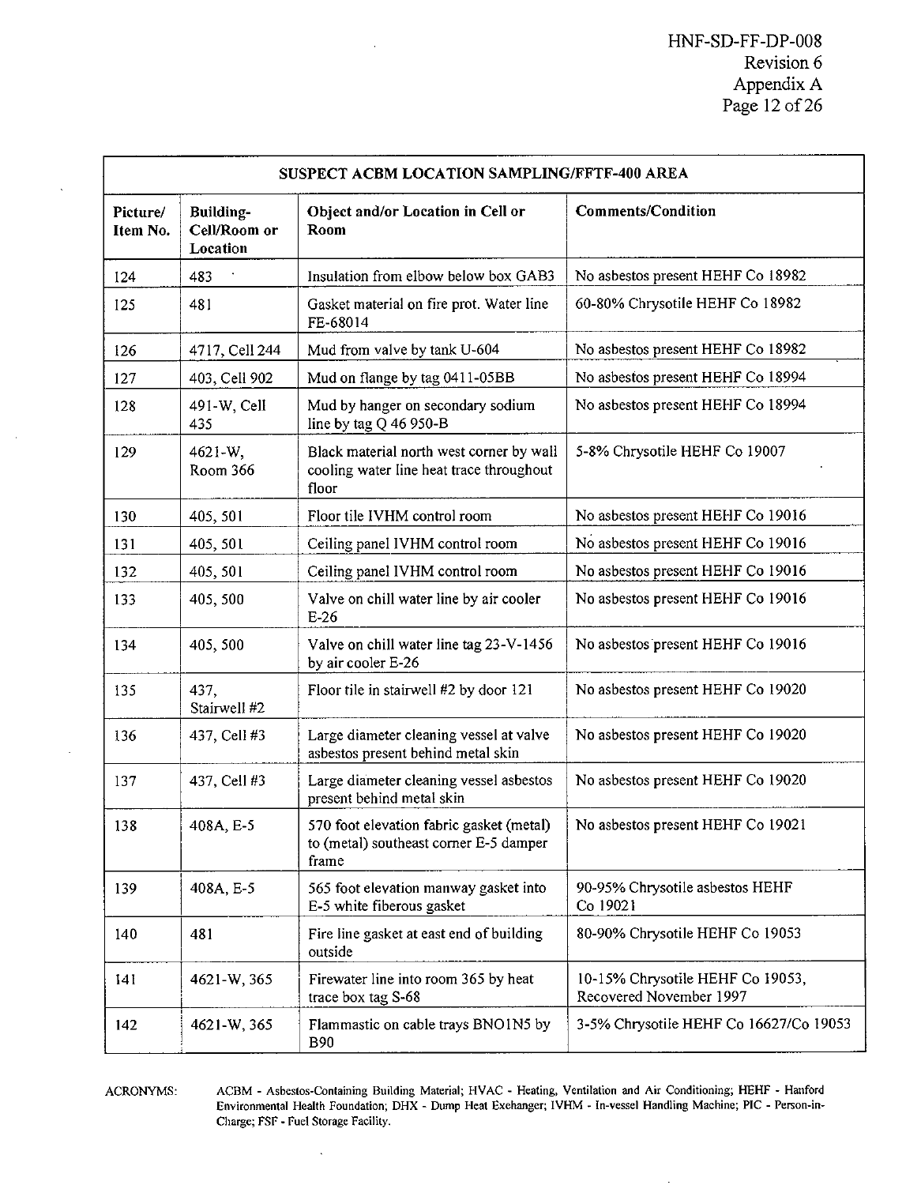| SUSPECT ACBM LOCATION SAMPLING/FFTF-400 AREA | | | |
|---|---|---|---|
| **Picture/ Item No.** | **Building-Cell/Room or Location** | **Object and/or Location in Cell or Room** | **Comments/Condition** |
| 124 | 483 | Insulation from elbow below box GAB3 | No asbestos present HEHF Co 18982 |
| 125 | 481 | Gasket material on fire prot. Water line FE-68014 | 60-80% Chrysotile HEHF Co 18982 |
| 126 | 4717, Cell 244 | Mud from valve by tank U-604 | No asbestos present HEHF Co 18982 |
| 127 | 403, Cell 902 | Mud on flange by tag 0411-05BB | No asbestos present HEHF Co 18994 |
| 128 | 491-W, Cell 435 | Mud by hanger on secondary sodium line by tag Q 46 950-B | No asbestos present HEHF Co 18994 |
| 129 | 4621-W, Room 366 | Black material north west corner by wall cooling water line heat trace throughout floor | 5-8% Chrysotile HEHF Co 19007 |
| 130 | 405, 501 | Floor tile IVHM control room | No asbestos present HEHF Co 19016 |
| 131 | 405, 501 | Ceiling panel IVHM control room | No asbestos present HEHF Co 19016 |
| 132 | 405, 501 | Ceiling panel IVHM control room | No asbestos present HEHF Co 19016 |
| 133 | 405, 500 | Valve on chill water line by air cooler E-26 | No asbestos present HEHF Co 19016 |
| 134 | 405, 500 | Valve on chill water line tag 23-V-1456 by air cooler E-26 | No asbestos present HEHF Co 19016 |
| 135 | 437, Stairwell #2 | Floor tile in stairwell #2 by door 121 | No asbestos present HEHF Co 19020 |
| 136 | 437, Cell #3 | Large diameter cleaning vessel at valve asbestos present behind metal skin | No asbestos present HEHF Co 19020 |
| 137 | 437, Cell #3 | Large diameter cleaning vessel asbestos present behind metal skin | No asbestos present HEHF Co 19020 |
| 138 | 408A, E-5 | 570 foot elevation fabric gasket (metal) to (metal) southeast corner E-5 damper frame | No asbestos present HEHF Co 19021 |
| 139 | 408A, E-5 | 565 foot elevation manway gasket into E-5 white fiberous gasket | 90-95% Chrysotile asbestos HEHF Co 19021 |
| 140 | 481 | Fire line gasket at east end of building outside | 80-90% Chrysotile HEHF Co 19053 |
| 141 | 4621-W, 365 | Firewater line into room 365 by heat trace box tag S-68 | 10-15% Chrysotile HEHF Co 19053, Recovered November 1997 |
| 142 | 4621-W, 365 | Flammastic on cable trays BNO1N5 by B90 | 3-5% Chrysotile HEHF Co 16627/Co 19053 |

ACRONYMS: ACBM - Asbestos-Containing Building Material; HVAC - Heating, Ventilation and Air Conditioning; HEHF - Hanford Environmental Health Foundation; DHX - Dump Heat Exchanger; IVHM - In-vessel Handling Machine; PIC - Person-in-Charge; FSF - Fuel Storage Facility.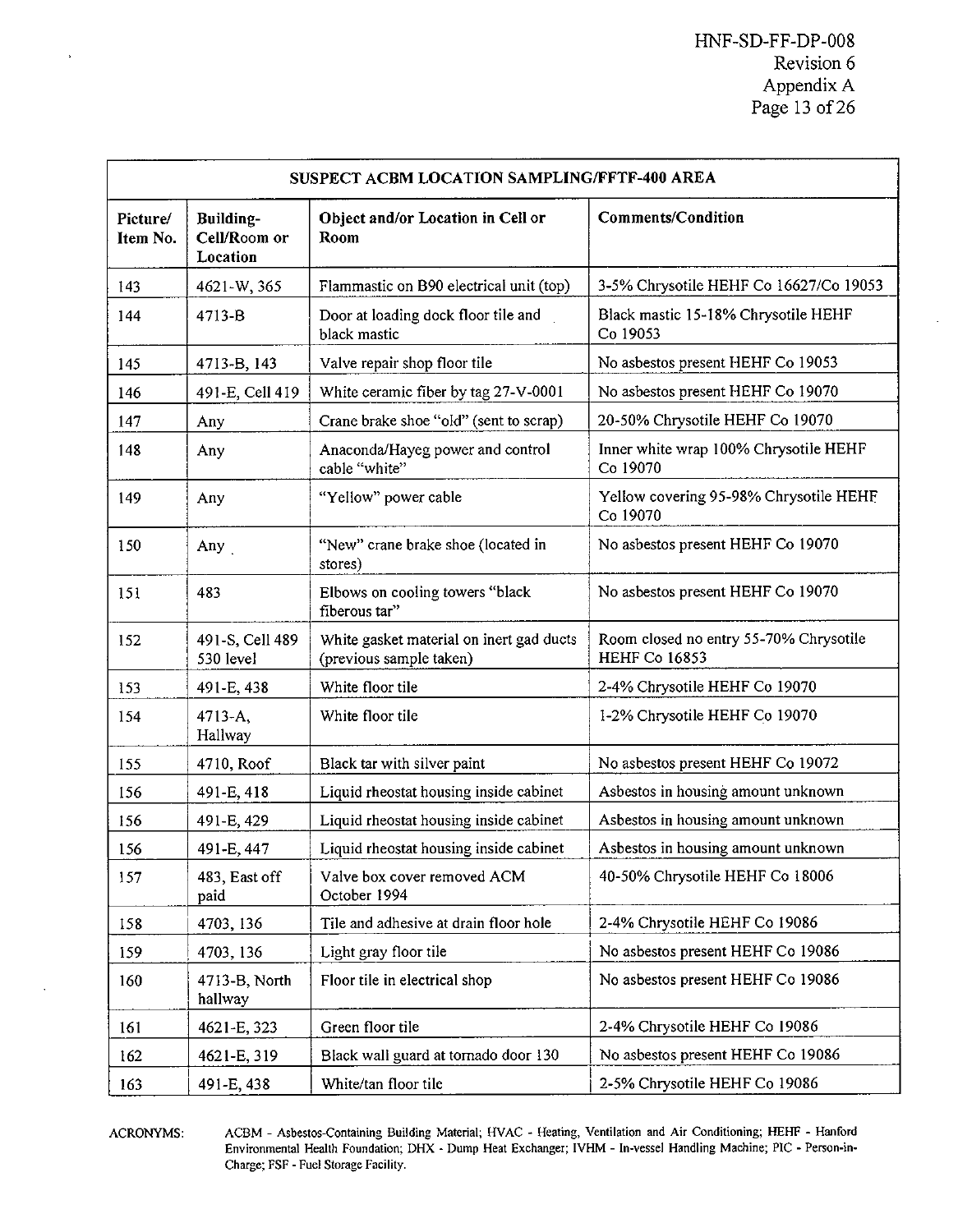| SUSPECT ACBM LOCATION SAMPLING/FFTF-400 AREA | | | |
|---|---|---|---|
| **Picture/ Item No.** | **Building-Cell/Room or Location** | **Object and/or Location in Cell or Room** | **Comments/Condition** |
| 143 | 4621-W, 365 | Flammastic on B90 electrical unit (top) | 3-5% Chrysotile HEHF Co 16627/Co 19053 |
| 144 | 4713-B | Door at loading dock floor tile and black mastic | Black mastic 15-18% Chrysotile HEHF Co 19053 |
| 145 | 4713-B, 143 | Valve repair shop floor tile | No asbestos present HEHF Co 19053 |
| 146 | 491-E, Cell 419 | White ceramic fiber by tag 27-V-0001 | No asbestos present HEHF Co 19070 |
| 147 | Any | Crane brake shoe "old" (sent to scrap) | 20-50% Chrysotile HEHF Co 19070 |
| 148 | Any | Anaconda/Hayeg power and control cable "white" | Inner white wrap 100% Chrysotile HEHF Co 19070 |
| 149 | Any | "Yellow" power cable | Yellow covering 95-98% Chrysotile HEHF Co 19070 |
| 150 | Any | "New" crane brake shoe (located in stores) | No asbestos present HEHF Co 19070 |
| 151 | 483 | Elbows on cooling towers "black fiberous tar" | No asbestos present HEHF Co 19070 |
| 152 | 491-S, Cell 489 530 level | White gasket material on inert gad ducts (previous sample taken) | Room closed no entry 55-70% Chrysotile HEHF Co 16853 |
| 153 | 491-E, 438 | White floor tile | 2-4% Chrysotile HEHF Co 19070 |
| 154 | 4713-A, Hallway | White floor tile | 1-2% Chrysotile HEHF Co 19070 |
| 155 | 4710, Roof | Black tar with silver paint | No asbestos present HEHF Co 19072 |
| 156 | 491-E, 418 | Liquid rheostat housing inside cabinet | Asbestos in housing amount unknown |
| 156 | 491-E, 429 | Liquid rheostat housing inside cabinet | Asbestos in housing amount unknown |
| 156 | 491-E, 447 | Liquid rheostat housing inside cabinet | Asbestos in housing amount unknown |
| 157 | 483, East off paid | Valve box cover removed ACM October 1994 | 40-50% Chrysotile HEHF Co 18006 |
| 158 | 4703, 136 | Tile and adhesive at drain floor hole | 2-4% Chrysotile HEHF Co 19086 |
| 159 | 4703, 136 | Light gray floor tile | No asbestos present HEHF Co 19086 |
| 160 | 4713-B, North hallway | Floor tile in electrical shop | No asbestos present HEHF Co 19086 |
| 161 | 4621-E, 323 | Green floor tile | 2-4% Chrysotile HEHF Co 19086 |
| 162 | 4621-E, 319 | Black wall guard at tornado door 130 | No asbestos present HEHF Co 19086 |
| 163 | 491-E, 438 | White/tan floor tile | 2-5% Chrysotile HEHF Co 19086 |

ACRONYMS: ACBM - Asbestos-Containing Building Material; HVAC - Heating, Ventilation and Air Conditioning; HEHF - Hanford Environmental Health Foundation; DHX - Dump Heat Exchanger; IVHM - In-vessel Handling Machine; PIC - Person-in-Charge; FSF - Fuel Storage Facility.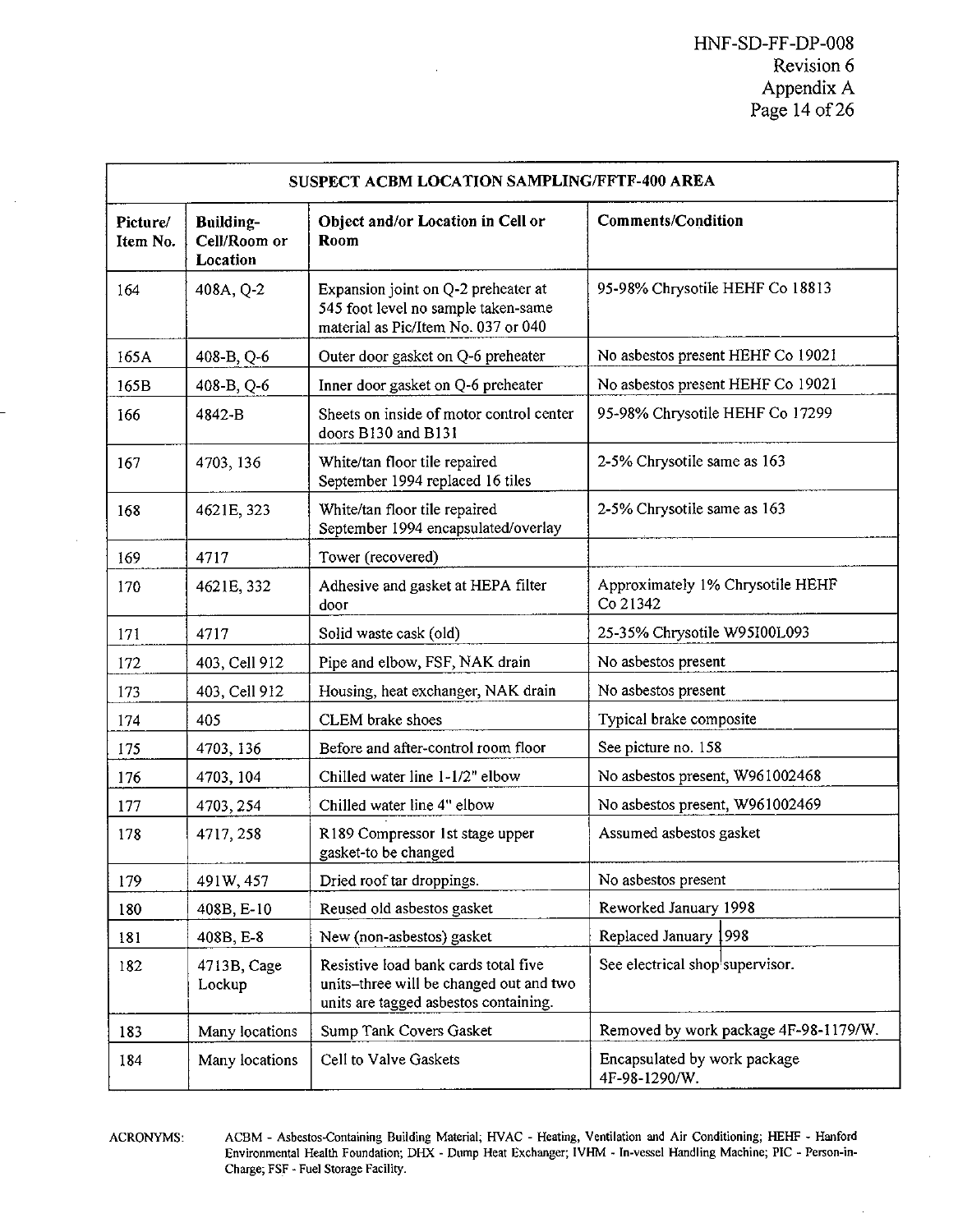| SUSPECT ACBM LOCATION SAMPLING/FFTF-400 AREA | | | |
|---|---|---|---|
| **Picture/ Item No.** | **Building-Cell/Room or Location** | **Object and/or Location in Cell or Room** | **Comments/Condition** |
| 164 | 408A, Q-2 | Expansion joint on Q-2 preheater at 545 foot level no sample taken-same material as Pic/Item No. 037 or 040 | 95-98% Chrysotile HEHF Co 18813 |
| 165A | 408-B, Q-6 | Outer door gasket on Q-6 preheater | No asbestos present HEHF Co 19021 |
| 165B | 408-B, Q-6 | Inner door gasket on Q-6 preheater | No asbestos present HEHF Co 19021 |
| 166 | 4842-B | Sheets on inside of motor control center doors B130 and B131 | 95-98% Chrysotile HEHF Co 17299 |
| 167 | 4703, 136 | White/tan floor tile repaired September 1994 replaced 16 tiles | 2-5% Chrysotile same as 163 |
| 168 | 4621E, 323 | White/tan floor tile repaired September 1994 encapsulated/overlay | 2-5% Chrysotile same as 163 |
| 169 | 4717 | Tower (recovered) | |
| 170 | 4621E, 332 | Adhesive and gasket at HEPA filter door | Approximately 1% Chrysotile HEHF Co 21342 |
| 171 | 4717 | Solid waste cask (old) | 25-35% Chrysotile W95I00L093 |
| 172 | 403, Cell 912 | Pipe and elbow, FSF, NAK drain | No asbestos present |
| 173 | 403, Cell 912 | Housing, heat exchanger, NAK drain | No asbestos present |
| 174 | 405 | CLEM brake shoes | Typical brake composite |
| 175 | 4703, 136 | Before and after-control room floor | See picture no. 158 |
| 176 | 4703, 104 | Chilled water line 1-1/2" elbow | No asbestos present, W961002468 |
| 177 | 4703, 254 | Chilled water line 4" elbow | No asbestos present, W961002469 |
| 178 | 4717, 258 | R189 Compressor 1st stage upper gasket-to be changed | Assumed asbestos gasket |
| 179 | 491W, 457 | Dried roof tar droppings. | No asbestos present |
| 180 | 408B, E-10 | Reused old asbestos gasket | Reworked January 1998 |
| 181 | 408B, E-8 | New (non-asbestos) gasket | Replaced January 1998 |
| 182 | 4713B, Cage Lockup | Resistive load bank cards total five units–three will be changed out and two units are tagged asbestos containing. | See electrical shop supervisor. |
| 183 | Many locations | Sump Tank Covers Gasket | Removed by work package 4F-98-1179/W. |
| 184 | Many locations | Cell to Valve Gaskets | Encapsulated by work package 4F-98-1290/W. |

ACRONYMS: ACBM - Asbestos-Containing Building Material; HVAC - Heating, Ventilation and Air Conditioning; HEHF - Hanford Environmental Health Foundation; DHX - Dump Heat Exchanger; IVHM - In-vessel Handling Machine; PIC - Person-in-Charge; FSF - Fuel Storage Facility.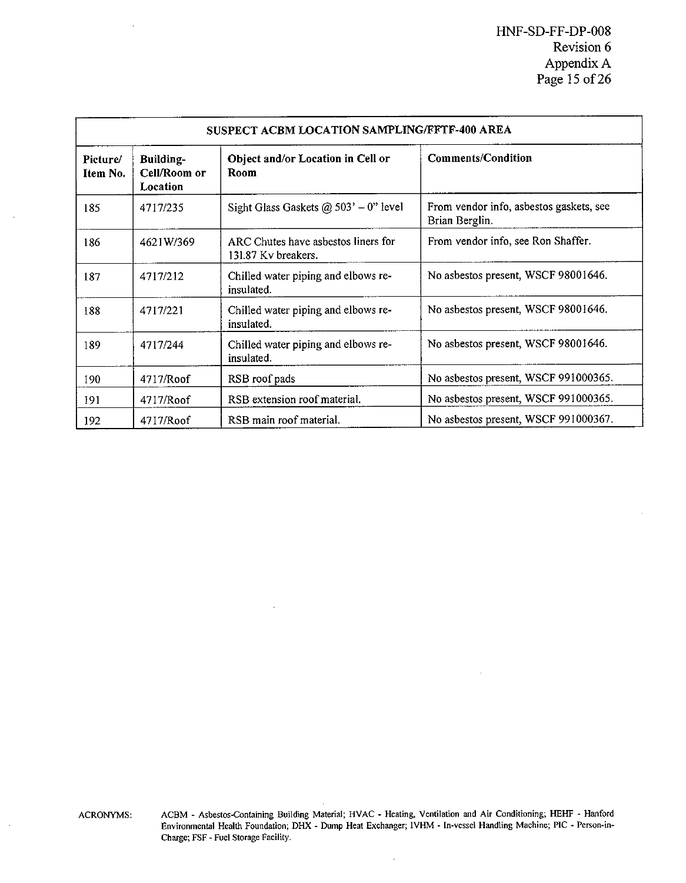| SUSPECT ACBM LOCATION SAMPLING/FFTF-400 AREA | | | |
|---|---|---|---|
| **Picture/ Item No.** | **Building- Cell/Room or Location** | **Object and/or Location in Cell or Room** | **Comments/Condition** |
| 185 | 4717/235 | Sight Glass Gaskets @ 503' – 0" level | From vendor info, asbestos gaskets, see Brian Berglin. |
| 186 | 4621W/369 | ARC Chutes have asbestos liners for 131.87 Kv breakers. | From vendor info, see Ron Shaffer. |
| 187 | 4717/212 | Chilled water piping and elbows re-insulated. | No asbestos present, WSCF 98001646. |
| 188 | 4717/221 | Chilled water piping and elbows re-insulated. | No asbestos present, WSCF 98001646. |
| 189 | 4717/244 | Chilled water piping and elbows re-insulated. | No asbestos present, WSCF 98001646. |
| 190 | 4717/Roof | RSB roof pads | No asbestos present, WSCF 991000365. |
| 191 | 4717/Roof | RSB extension roof material. | No asbestos present, WSCF 991000365. |
| 192 | 4717/Roof | RSB main roof material. | No asbestos present, WSCF 991000367. |

ACRONYMS: ACBM - Asbestos-Containing Building Material; HVAC - Heating, Ventilation and Air Conditioning; HEHF - Hanford Environmental Health Foundation; DHX - Dump Heat Exchanger; IVHM - In-vessel Handling Machine; PIC - Person-in-Charge; FSF - Fuel Storage Facility.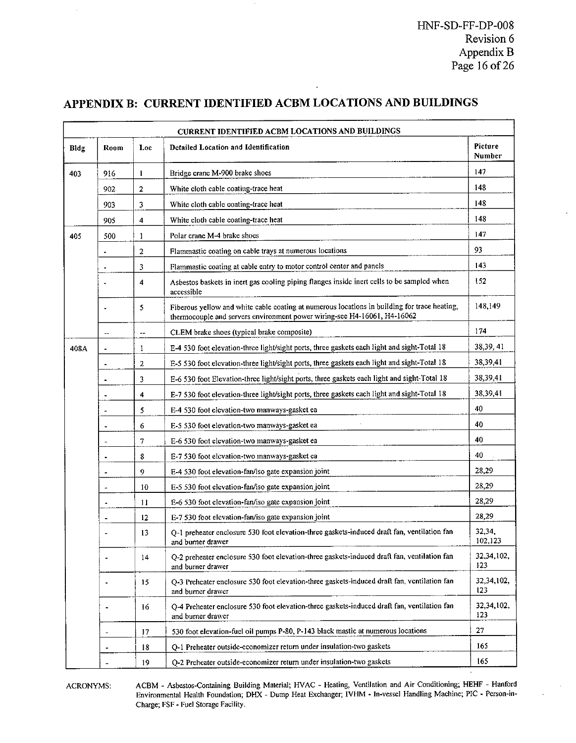## APPENDIX B: CURRENT IDENTIFIED ACBM LOCATIONS AND BUILDINGS

| CURRENT IDENTIFIED ACBM LOCATIONS AND BUILDINGS | | | | |
|---|---|---|---|---|
| **Bldg** | **Room** | **Loc** | **Detailed Location and Identification** | **Picture Number** |
| 403 | 916 | 1 | Bridge crane M-900 brake shoes | 147 |
| | 902 | 2 | White cloth cable coating-trace heat | 148 |
| | 903 | 3 | White cloth cable coating-trace heat | 148 |
| | 905 | 4 | White cloth cable coating-trace heat | 148 |
| 405 | 500 | 1 | Polar crane M-4 brake shoes | 147 |
| | - | 2 | Flammastic coating on cable trays at numerous locations | 93 |
| | - | 3 | Flammastic coating at cable entry to motor control center and panels | 143 |
| | - | 4 | Asbestos baskets in inert gas cooling piping flanges inside inert cells to be sampled when accessible | 152 |
| | - | 5 | Fiberous yellow and white cable coating at numerous locations in building for trace heating, thermocouple and servers environment power wiring-see H4-16061, H4-16062 | 148,149 |
| | -- | -- | CLEM brake shoes (typical brake composite) | 174 |
| 408A | - | 1 | E-4 530 foot elevation-three light/sight ports, three gaskets each light and sight-Total 18 | 38,39, 41 |
| | - | 2 | E-5 530 foot elevation-three light/sight ports, three gaskets each light and sight-Total 18 | 38,39,41 |
| | - | 3 | E-6 530 foot Elevation-three light/sight ports, three gaskets each light and sight-Total 18 | 38,39,41 |
| | - | 4 | E-7 530 foot elevation-three light/sight ports, three gaskets each light and sight-Total 18 | 38,39,41 |
| | - | 5 | E-4 530 foot elevation-two manways-gasket ea | 40 |
| | - | 6 | E-5 530 foot elevation-two manways-gasket ea | 40 |
| | - | 7 | E-6 530 foot elevation-two manways-gasket ea | 40 |
| | - | 8 | E-7 530 foot elevation-two manways-gasket ea | 40 |
| | - | 9 | E-4 530 foot elevation-fan/iso gate expansion joint | 28,29 |
| | - | 10 | E-5 530 foot elevation-fan/iso gate expansion joint | 28,29 |
| | - | 11 | E-6 530 foot elevation-fan/iso gate expansion joint | 28,29 |
| | - | 12 | E-7 530 foot elevation-fan/iso gate expansion joint | 28,29 |
| | - | 13 | Q-1 preheater enclosure 530 foot elevation-three gaskets-induced draft fan, ventilation fan and burner drawer | 32,34, 102,123 |
| | - | 14 | Q-2 preheater enclosure 530 foot elevation-three gaskets-induced draft fan, ventilation fan and burner drawer | 32,34,102, 123 |
| | - | 15 | Q-3 Preheater enclosure 530 foot elevation-three gaskets-induced draft fan, ventilation fan and burner drawer | 32,34,102, 123 |
| | - | 16 | Q-4 Preheater enclosure 530 foot elevation-three gaskets-induced draft fan, ventilation fan and burner drawer | 32,34,102, 123 |
| | - | 17 | 530 foot elevation-fuel oil pumps P-80, P-143 black mastic at numerous locations | 27 |
| | - | 18 | Q-1 Preheater outside-economizer return under insulation-two gaskets | 165 |
| | - | 19 | Q-2 Preheater outside-economizer return under insulation-two gaskets | 165 |

ACRONYMS: ACBM - Asbestos-Containing Building Material; HVAC - Heating, Ventilation and Air Conditioning; HEHF - Hanford Environmental Health Foundation; DHX - Dump Heat Exchanger; IVHM - In-vessel Handling Machine; PIC - Person-in-Charge; FSF - Fuel Storage Facility.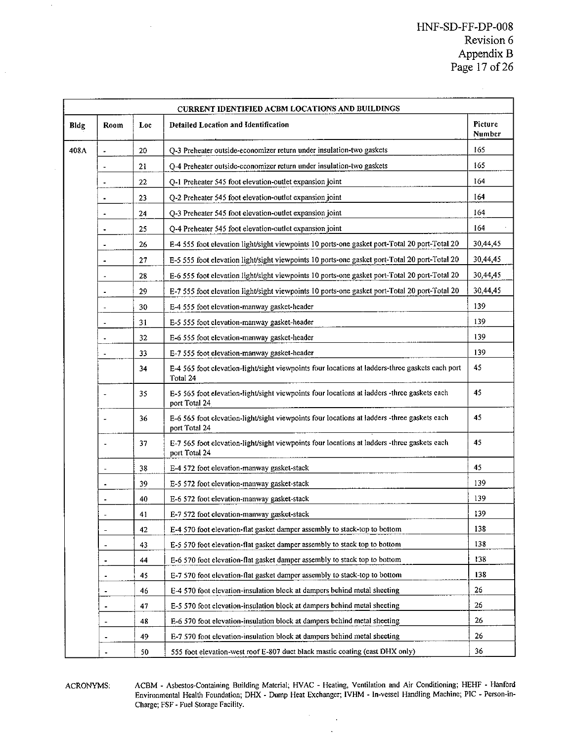| CURRENT IDENTIFIED ACBM LOCATIONS AND BUILDINGS | | | | |
|---|---|---|---|---|
| Bldg | Room | Loc | Detailed Location and Identification | Picture Number |
| 408A | - | 20 | Q-3 Preheater outside-economizer return under insulation-two gaskets | 165 |
| | - | 21 | Q-4 Preheater outside-economizer return under insulation-two gaskets | 165 |
| | - | 22 | Q-1 Preheater 545 foot elevation-outlet expansion joint | 164 |
| | - | 23 | Q-2 Preheater 545 foot elevation-outlet expansion joint | 164 |
| | - | 24 | Q-3 Preheater 545 foot elevation-outlet expansion joint | 164 |
| | - | 25 | Q-4 Preheater 545 foot elevation-outlet expansion joint | 164 |
| | - | 26 | E-4 555 foot elevation light/sight viewpoints 10 ports-one gasket port-Total 20 port-Total 20 | 30,44,45 |
| | - | 27 | E-5 555 foot elevation light/sight viewpoints 10 ports-one gasket port-Total 20 port-Total 20 | 30,44,45 |
| | - | 28 | E-6 555 foot elevation light/sight viewpoints 10 ports-one gasket port-Total 20 port-Total 20 | 30,44,45 |
| | - | 29 | E-7 555 foot elevation light/sight viewpoints 10 ports-one gasket port-Total 20 port-Total 20 | 30,44,45 |
| | - | 30 | E-4 555 foot elevation-manway gasket-header | 139 |
| | - | 31 | E-5 555 foot elevation-manway gasket-header | 139 |
| | - | 32 | E-6 555 foot elevation-manway gasket-header | 139 |
| | - | 33 | E-7 555 foot elevation-manway gasket-header | 139 |
| | | 34 | E-4 565 foot elevation-light/sight viewpoints four locations at ladders-three gaskets each port Total 24 | 45 |
| | - | 35 | E-5 565 foot elevation-light/sight viewpoints four locations at ladders -three gaskets each port Total 24 | 45 |
| | - | 36 | E-6 565 foot elevation-light/sight viewpoints four locations at ladders -three gaskets each port Total 24 | 45 |
| | - | 37 | E-7 565 foot elevation-light/sight viewpoints four locations at ladders -three gaskets each port Total 24 | 45 |
| | - | 38 | E-4 572 foot elevation-manway gasket-stack | 45 |
| | - | 39 | E-5 572 foot elevation-manway gasket-stack | 139 |
| | - | 40 | E-6 572 foot elevation-manway gasket-stack | 139 |
| | - | 41 | E-7 572 foot elevation-manway gasket-stack | 139 |
| | - | 42 | E-4 570 foot elevation-flat gasket damper assembly to stack-top to bottom | 138 |
| | - | 43 | E-5 570 foot elevation-flat gasket damper assembly to stack top to bottom | 138 |
| | - | 44 | E-6 570 foot elevation-flat gasket damper assembly to stack top to bottom | 138 |
| | - | 45 | E-7 570 foot elevation-flat gasket damper assembly to stack-top to bottom | 138 |
| | - | 46 | E-4 570 foot elevation-insulation block at dampers behind metal sheeting | 26 |
| | - | 47 | E-5 570 foot elevation-insulation block at dampers behind metal sheeting | 26 |
| | - | 48 | E-6 570 foot elevation-insulation block at dampers behind metal sheeting | 26 |
| | - | 49 | E-7 570 foot elevation-insulation block at dampers behind metal sheeting | 26 |
| | - | 50 | 555 foot elevation-west roof E-807 duct black mastic coating (east DHX only) | 36 |

ACRONYMS: ACBM - Asbestos-Containing Building Material; HVAC - Heating, Ventilation and Air Conditioning; HEHF - Hanford Environmental Health Foundation; DHX - Dump Heat Exchanger; IVHM - In-vessel Handling Machine; PIC - Person-in-Charge; FSF - Fuel Storage Facility.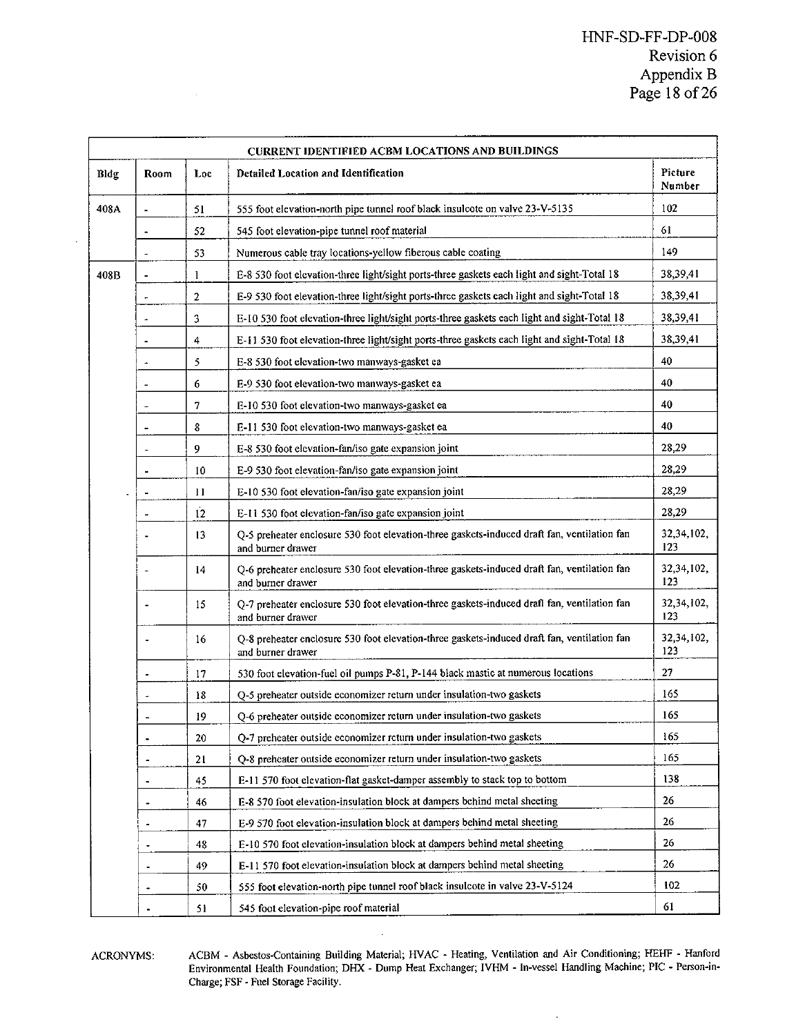| CURRENT IDENTIFIED ACBM LOCATIONS AND BUILDINGS | | | | |
|---|---|---|---|---|
| **Bldg** | **Room** | **Loc** | **Detailed Location and Identification** | **Picture Number** |
| 408A | - | 51 | 555 foot elevation-north pipe tunnel roof black insulcote on valve 23-V-5135 | 102 |
| | - | 52 | 545 foot elevation-pipe tunnel roof material | 61 |
| | - | 53 | Numerous cable tray locations-yellow fiberous cable coating | 149 |
| 408B | - | 1 | E-8 530 foot elevation-three light/sight ports-three gaskets each light and sight-Total 18 | 38,39,41 |
| | - | 2 | E-9 530 foot elevation-three light/sight ports-three gaskets each light and sight-Total 18 | 38,39,41 |
| | - | 3 | E-10 530 foot elevation-three light/sight ports-three gaskets each light and sight-Total 18 | 38,39,41 |
| | - | 4 | E-11 530 foot elevation-three light/sight ports-three gaskets each light and sight-Total 18 | 38,39,41 |
| | - | 5 | E-8 530 foot elevation-two manways-gasket ea | 40 |
| | - | 6 | E-9 530 foot elevation-two manways-gasket ea | 40 |
| | - | 7 | E-10 530 foot elevation-two manways-gasket ea | 40 |
| | - | 8 | E-11 530 foot elevation-two manways-gasket ea | 40 |
| | - | 9 | E-8 530 foot elevation-fan/iso gate expansion joint | 28,29 |
| | - | 10 | E-9 530 foot elevation-fan/iso gate expansion joint | 28,29 |
| | - | 11 | E-10 530 foot elevation-fan/iso gate expansion joint | 28,29 |
| | - | 12 | E-11 530 foot elevation-fan/iso gate expansion joint | 28,29 |
| | - | 13 | Q-5 preheater enclosure 530 foot elevation-three gaskets-induced draft fan, ventilation fan and burner drawer | 32,34,102, 123 |
| | - | 14 | Q-6 preheater enclosure 530 foot elevation-three gaskets-induced draft fan, ventilation fan and burner drawer | 32,34,102, 123 |
| | - | 15 | Q-7 preheater enclosure 530 foot elevation-three gaskets-induced draft fan, ventilation fan and burner drawer | 32,34,102, 123 |
| | - | 16 | Q-8 preheater enclosure 530 foot elevation-three gaskets-induced draft fan, ventilation fan and burner drawer | 32,34,102, 123 |
| | - | 17 | 530 foot elevation-fuel oil pumps P-81, P-144 black mastic at numerous locations | 27 |
| | - | 18 | Q-5 preheater outside economizer return under insulation-two gaskets | 165 |
| | - | 19 | Q-6 preheater outside economizer return under insulation-two gaskets | 165 |
| | - | 20 | Q-7 preheater outside economizer return under insulation-two gaskets | 165 |
| | - | 21 | Q-8 preheater outside economizer return under insulation-two gaskets | 165 |
| | - | 45 | E-11 570 foot elevation-flat gasket-damper assembly to stack top to bottom | 138 |
| | - | 46 | E-8 570 foot elevation-insulation block at dampers behind metal sheeting | 26 |
| | - | 47 | E-9 570 foot elevation-insulation block at dampers behind metal sheeting | 26 |
| | - | 48 | E-10 570 foot elevation-insulation block at dampers behind metal sheeting | 26 |
| | - | 49 | E-11 570 foot elevation-insulation block at dampers behind metal sheeting | 26 |
| | - | 50 | 555 foot elevation-north pipe tunnel roof black insulcote in valve 23-V-5124 | 102 |
| | - | 51 | 545 foot elevation-pipe roof material | 61 |

ACRONYMS: ACBM - Asbestos-Containing Building Material; HVAC - Heating, Ventilation and Air Conditioning; HEHF - Hanford Environmental Health Foundation; DHX - Dump Heat Exchanger; IVHM - In-vessel Handling Machine; PIC - Person-in-Charge; FSF - Fuel Storage Facility.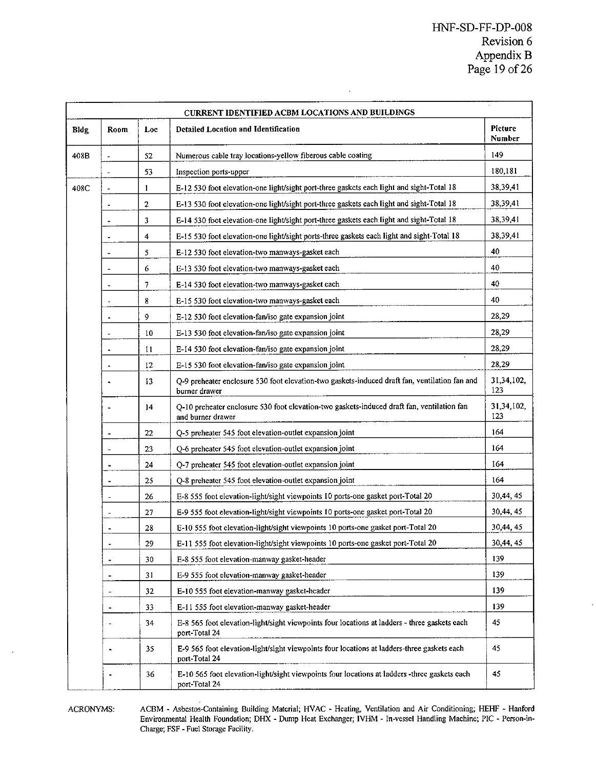| CURRENT IDENTIFIED ACBM LOCATIONS AND BUILDINGS | | | | |
|---|---|---|---|---|
| **Bldg** | **Room** | **Loc** | **Detailed Location and Identification** | **Picture Number** |
| 408B | - | 52 | Numerous cable tray locations-yellow fiberous cable coating | 149 |
| | - | 53 | Inspection ports-upper | 180,181 |
| 408C | - | 1 | E-12 530 foot elevation-one light/sight port-three gaskets each light and sight-Total 18 | 38,39,41 |
| | - | 2 | E-13 530 foot elevation-one light/sight port-three gaskets each light and sight-Total 18 | 38,39,41 |
| | - | 3 | E-14 530 foot elevation-one light/sight port-three gaskets each light and sight-Total 18 | 38,39,41 |
| | - | 4 | E-15 530 foot elevation-one light/sight ports-three gaskets each light and sight-Total 18 | 38,39,41 |
| | - | 5 | E-12 530 foot elevation-two manways-gasket each | 40 |
| | - | 6 | E-13 530 foot elevation-two manways-gasket each | 40 |
| | - | 7 | E-14 530 foot elevation-two manways-gasket each | 40 |
| | - | 8 | E-15 530 foot elevation-two manways-gasket each | 40 |
| | - | 9 | E-12 530 foot elevation-fan/iso gate expansion joint | 28,29 |
| | - | 10 | E-13 530 foot elevation-fan/iso gate expansion joint | 28,29 |
| | - | 11 | E-14 530 foot elevation-fan/iso gate expansion joint | 28,29 |
| | - | 12 | E-15 530 foot elevation-fan/iso gate expansion joint | 28,29 |
| | - | 13 | Q-9 preheater enclosure 530 foot elevation-two gaskets-induced draft fan, ventilation fan and burner drawer | 31,34,102, 123 |
| | - | 14 | Q-10 preheater enclosure 530 foot elevation-two gaskets-induced draft fan, ventilation fan and burner drawer | 31,34,102, 123 |
| | - | 22 | Q-5 preheater 545 foot elevation-outlet expansion joint | 164 |
| | - | 23 | Q-6 preheater 545 foot elevation-outlet expansion joint | 164 |
| | - | 24 | Q-7 preheater 545 foot elevation-outlet expansion joint | 164 |
| | - | 25 | Q-8 preheater 545 foot elevation-outlet expansion joint | 164 |
| | - | 26 | E-8 555 foot elevation-light/sight viewpoints 10 ports-one gasket port-Total 20 | 30,44, 45 |
| | - | 27 | E-9 555 foot elevation-light/sight viewpoints 10 ports-one gasket port-Total 20 | 30,44, 45 |
| | - | 28 | E-10 555 foot elevation-light/sight viewpoints 10 ports-one gasket port-Total 20 | 30,44, 45 |
| | - | 29 | E-11 555 foot elevation-light/sight viewpoints 10 ports-one gasket port-Total 20 | 30,44, 45 |
| | - | 30 | E-8 555 foot elevation-manway gasket-header | 139 |
| | - | 31 | E-9 555 foot elevation-manway gasket-header | 139 |
| | - | 32 | E-10 555 foot elevation-manway gasket-header | 139 |
| | - | 33 | E-11 555 foot elevation-manway gasket-header | 139 |
| | - | 34 | E-8 565 foot elevation-light/sight viewpoints four locations at ladders - three gaskets each port-Total 24 | 45 |
| | - | 35 | E-9 565 foot elevation-light/sight viewpoints four locations at ladders-three gaskets each port-Total 24 | 45 |
| | - | 36 | E-10 565 foot elevation-light/sight viewpoints four locations at ladders -three gaskets each port-Total 24 | 45 |

ACRONYMS: ACBM - Asbestos-Containing Building Material; HVAC - Heating, Ventilation and Air Conditioning; HEHF - Hanford Environmental Health Foundation; DHX - Dump Heat Exchanger; IVHM - In-vessel Handling Machine; PIC - Person-in-Charge; FSF - Fuel Storage Facility.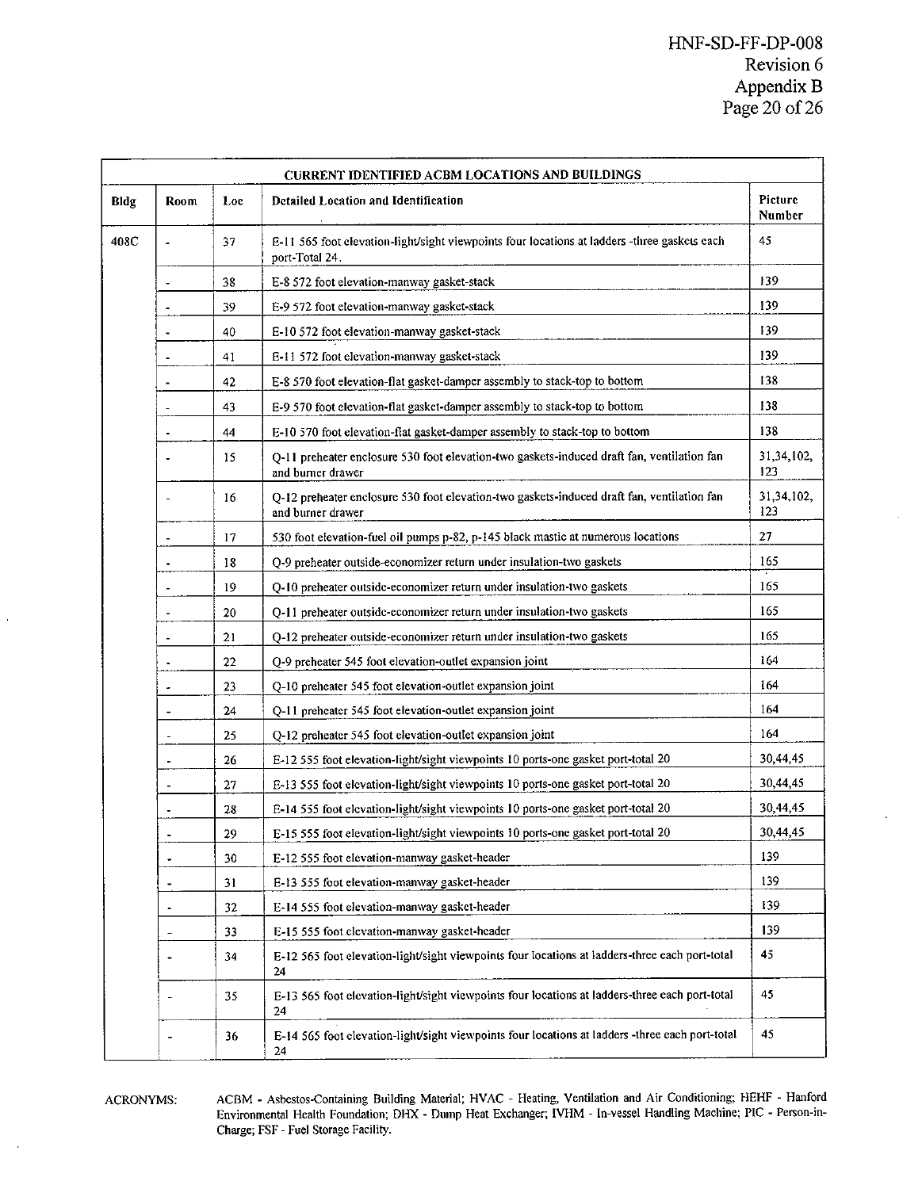| CURRENT IDENTIFIED ACBM LOCATIONS AND BUILDINGS | | | | |
|---|---|---|---|---|
| Bldg | Room | Loc | Detailed Location and Identification | Picture Number |
| 408C | - | 37 | E-11 565 foot elevation-light/sight viewpoints four locations at ladders -three gaskets each port-Total 24. | 45 |
| | - | 38 | E-8 572 foot elevation-manway gasket-stack | 139 |
| | - | 39 | E-9 572 foot elevation-manway gasket-stack | 139 |
| | - | 40 | E-10 572 foot elevation-manway gasket-stack | 139 |
| | - | 41 | E-11 572 foot elevation-manway gasket-stack | 139 |
| | - | 42 | E-8 570 foot elevation-flat gasket-damper assembly to stack-top to bottom | 138 |
| | - | 43 | E-9 570 foot elevation-flat gasket-damper assembly to stack-top to bottom | 138 |
| | - | 44 | E-10 570 foot elevation-flat gasket-damper assembly to stack-top to bottom | 138 |
| | - | 15 | Q-11 preheater enclosure 530 foot elevation-two gaskets-induced draft fan, ventilation fan and burner drawer | 31,34,102, 123 |
| | - | 16 | Q-12 preheater enclosure 530 foot elevation-two gaskets-induced draft fan, ventilation fan and burner drawer | 31,34,102, 123 |
| | - | 17 | 530 foot elevation-fuel oil pumps p-82, p-145 black mastic at numerous locations | 27 |
| | - | 18 | Q-9 preheater outside-economizer return under insulation-two gaskets | 165 |
| | - | 19 | Q-10 preheater outside-economizer return under insulation-two gaskets | 165 |
| | - | 20 | Q-11 preheater outside-economizer return under insulation-two gaskets | 165 |
| | - | 21 | Q-12 preheater outside-economizer return under insulation-two gaskets | 165 |
| | - | 22 | Q-9 preheater 545 foot elevation-outlet expansion joint | 164 |
| | - | 23 | Q-10 preheater 545 foot elevation-outlet expansion joint | 164 |
| | - | 24 | Q-11 preheater 545 foot elevation-outlet expansion joint | 164 |
| | - | 25 | Q-12 preheater 545 foot elevation-outlet expansion joint | 164 |
| | - | 26 | E-12 555 foot elevation-light/sight viewpoints 10 ports-one gasket port-total 20 | 30,44,45 |
| | - | 27 | E-13 555 foot elevation-light/sight viewpoints 10 ports-one gasket port-total 20 | 30,44,45 |
| | - | 28 | E-14 555 foot elevation-light/sight viewpoints 10 ports-one gasket port-total 20 | 30,44,45 |
| | - | 29 | E-15 555 foot elevation-light/sight viewpoints 10 ports-one gasket port-total 20 | 30,44,45 |
| | - | 30 | E-12 555 foot elevation-manway gasket-header | 139 |
| | - | 31 | E-13 555 foot elevation-manway gasket-header | 139 |
| | - | 32 | E-14 555 foot elevation-manway gasket-header | 139 |
| | - | 33 | E-15 555 foot elevation-manway gasket-header | 139 |
| | - | 34 | E-12 565 foot elevation-light/sight viewpoints four locations at ladders-three each port-total 24 | 45 |
| | - | 35 | E-13 565 foot elevation-light/sight viewpoints four locations at ladders-three each port-total 24 | 45 |
| | - | 36 | E-14 565 foot elevation-light/sight viewpoints four locations at ladders -three each port-total 24 | 45 |

ACRONYMS: ACBM - Asbestos-Containing Building Material; HVAC - Heating, Ventilation and Air Conditioning; HEHF - Hanford Environmental Health Foundation; DHX - Dump Heat Exchanger; IVHM - In-vessel Handling Machine; PIC - Person-in-Charge; FSF - Fuel Storage Facility.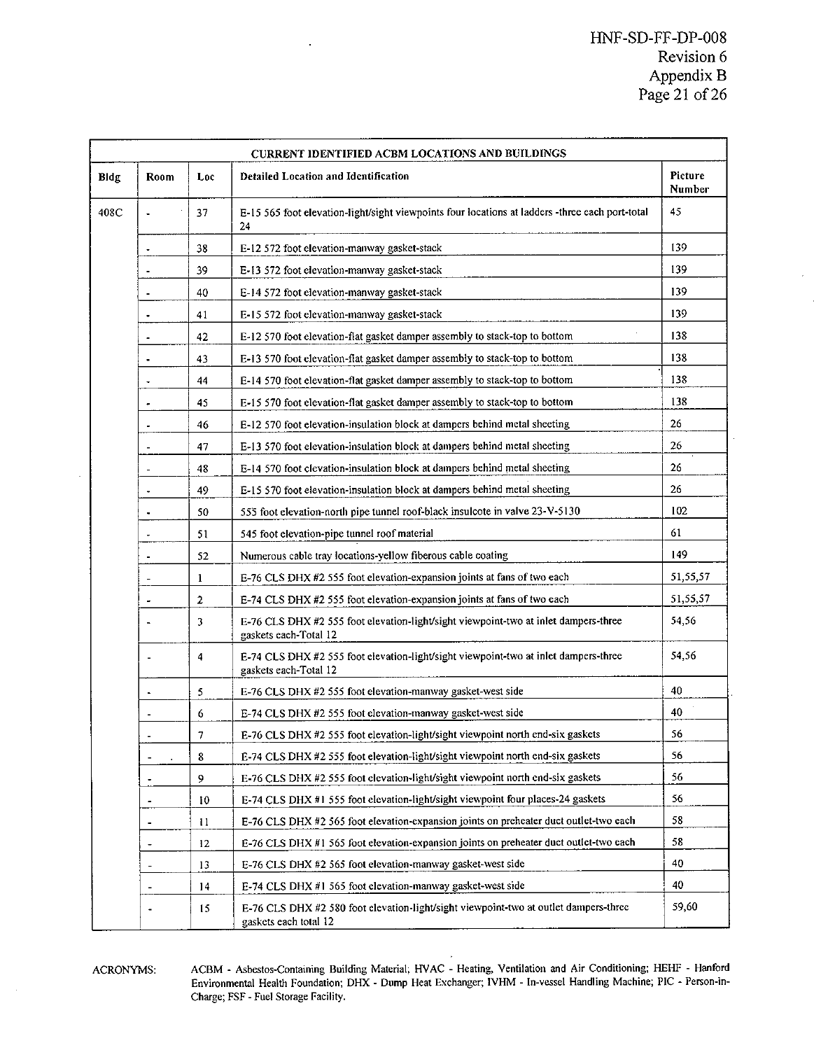| CURRENT IDENTIFIED ACBM LOCATIONS AND BUILDINGS | | | | |
|---|---|---|---|---|
| Bldg | Room | Loc | Detailed Location and Identification | Picture Number |
| 408C | - | 37 | E-15 565 foot elevation-light/sight viewpoints four locations at ladders -three each port-total 24 | 45 |
| | - | 38 | E-12 572 foot elevation-manway gasket-stack | 139 |
| | - | 39 | E-13 572 foot elevation-manway gasket-stack | 139 |
| | - | 40 | E-14 572 foot elevation-manway gasket-stack | 139 |
| | - | 41 | E-15 572 foot elevation-manway gasket-stack | 139 |
| | - | 42 | E-12 570 foot elevation-flat gasket damper assembly to stack-top to bottom | 138 |
| | - | 43 | E-13 570 foot elevation-flat gasket damper assembly to stack-top to bottom | 138 |
| | - | 44 | E-14 570 foot elevation-flat gasket damper assembly to stack-top to bottom | 138 |
| | - | 45 | E-15 570 foot elevation-flat gasket damper assembly to stack-top to bottom | 138 |
| | - | 46 | E-12 570 foot elevation-insulation block at dampers behind metal sheeting | 26 |
| | - | 47 | E-13 570 foot elevation-insulation block at dampers behind metal sheeting | 26 |
| | - | 48 | E-14 570 foot elevation-insulation block at dampers behind metal sheeting | 26 |
| | - | 49 | E-15 570 foot elevation-insulation block at dampers behind metal sheeting | 26 |
| | - | 50 | 555 foot elevation-north pipe tunnel roof-black insulcote in valve 23-V-5130 | 102 |
| | - | 51 | 545 foot elevation-pipe tunnel roof material | 61 |
| | - | 52 | Numerous cable tray locations-yellow fiberous cable coating | 149 |
| | - | 1 | E-76 CLS DHX #2 555 foot elevation-expansion joints at fans of two each | 51,55,57 |
| | - | 2 | E-74 CLS DHX #2 555 foot elevation-expansion joints at fans of two each | 51,55,57 |
| | - | 3 | E-76 CLS DHX #2 555 foot elevation-light/sight viewpoint-two at inlet dampers-three gaskets each-Total 12 | 54,56 |
| | - | 4 | E-74 CLS DHX #2 555 foot elevation-light/sight viewpoint-two at inlet dampers-three gaskets each-Total 12 | 54,56 |
| | - | 5 | E-76 CLS DHX #2 555 foot elevation-manway gasket-west side | 40 |
| | - | 6 | E-74 CLS DHX #2 555 foot elevation-manway gasket-west side | 40 |
| | - | 7 | E-76 CLS DHX #2 555 foot elevation-light/sight viewpoint north end-six gaskets | 56 |
| | - | 8 | E-74 CLS DHX #2 555 foot elevation-light/sight viewpoint north end-six gaskets | 56 |
| | - | 9 | E-76 CLS DHX #2 555 foot elevation-light/sight viewpoint north end-six gaskets | 56 |
| | - | 10 | E-74 CLS DHX #1 555 foot elevation-light/sight viewpoint four places-24 gaskets | 56 |
| | - | 11 | E-76 CLS DHX #2 565 foot elevation-expansion joints on preheater duct outlet-two each | 58 |
| | - | 12 | E-76 CLS DHX #1 565 foot elevation-expansion joints on preheater duct outlet-two each | 58 |
| | - | 13 | E-76 CLS DHX #2 565 foot elevation-manway gasket-west side | 40 |
| | - | 14 | E-74 CLS DHX #1 565 foot elevation-manway gasket-west side | 40 |
| | - | 15 | E-76 CLS DHX #2 580 foot elevation-light/sight viewpoint-two at outlet dampers-three gaskets each total 12 | 59,60 |

ACRONYMS: ACBM - Asbestos-Containing Building Material; HVAC - Heating, Ventilation and Air Conditioning; HEHF - Hanford Environmental Health Foundation; DHX - Dump Heat Exchanger; IVHM - In-vessel Handling Machine; PIC - Person-in-Charge; FSF - Fuel Storage Facility.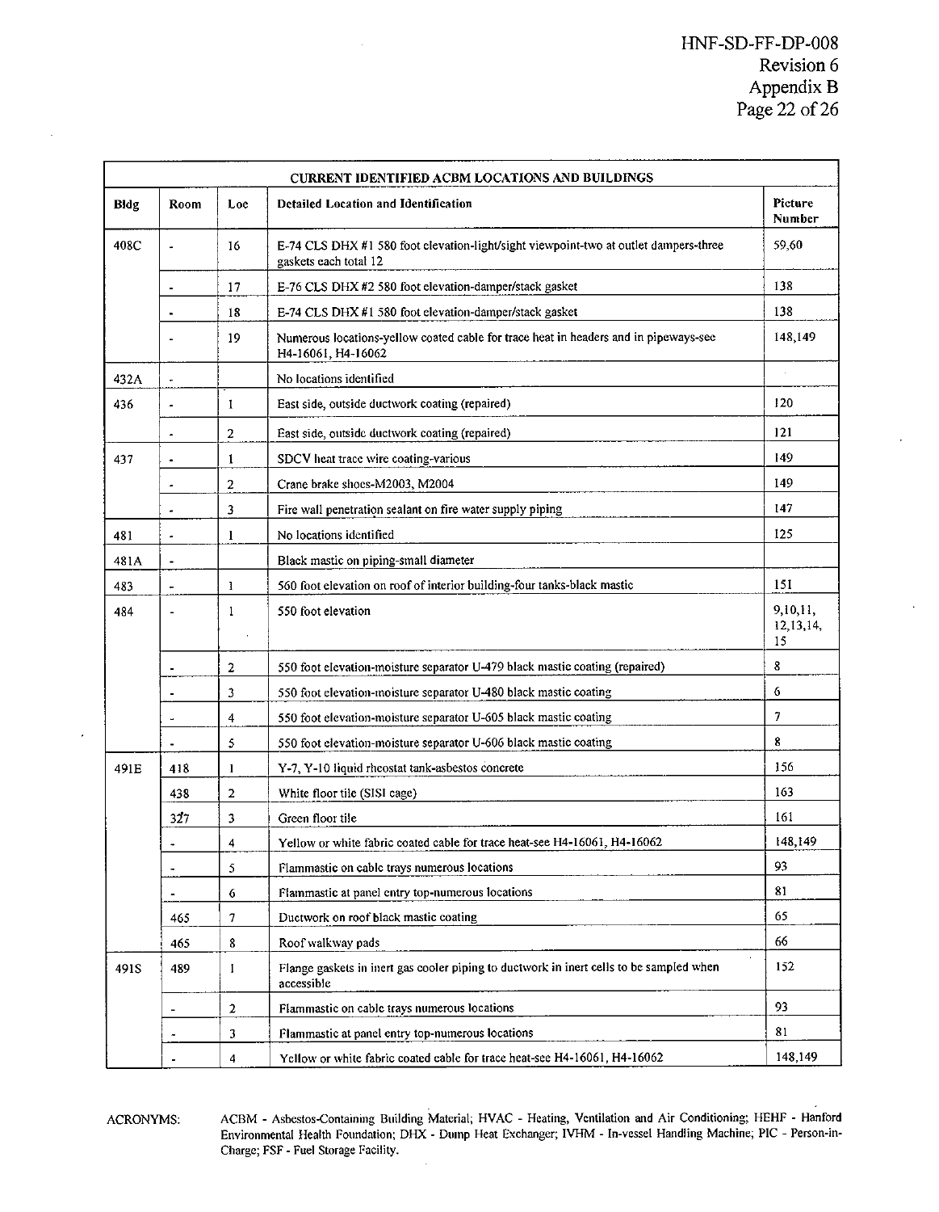| CURRENT IDENTIFIED ACBM LOCATIONS AND BUILDINGS | | | | |
|---|---|---|---|---|
| **Bldg** | **Room** | **Loc** | **Detailed Location and Identification** | **Picture Number** |
| 408C | - | 16 | E-74 CLS DHX #1 580 foot elevation-light/sight viewpoint-two at outlet dampers-three gaskets each total 12 | 59,60 |
| | - | 17 | E-76 CLS DHX #2 580 foot elevation-damper/stack gasket | 138 |
| | - | 18 | E-74 CLS DHX #1 580 foot elevation-damper/stack gasket | 138 |
| | - | 19 | Numerous locations-yellow coated cable for trace heat in headers and in pipeways-see H4-16061, H4-16062 | 148,149 |
| 432A | - | | No locations identified | |
| 436 | - | 1 | East side, outside ductwork coating (repaired) | 120 |
| | - | 2 | East side, outside ductwork coating (repaired) | 121 |
| 437 | - | 1 | SDCV heat trace wire coating-various | 149 |
| | - | 2 | Crane brake shoes-M2003, M2004 | 149 |
| | - | 3 | Fire wall penetration sealant on fire water supply piping | 147 |
| 481 | - | 1 | No locations identified | 125 |
| 481A | - | | Black mastic on piping-small diameter | |
| 483 | - | 1 | 560 foot elevation on roof of interior building-four tanks-black mastic | 151 |
| 484 | - | 1 | 550 foot elevation | 9,10,11, 12,13,14, 15 |
| | - | 2 | 550 foot elevation-moisture separator U-479 black mastic coating (repaired) | 8 |
| | - | 3 | 550 foot elevation-moisture separator U-480 black mastic coating | 6 |
| | - | 4 | 550 foot elevation-moisture separator U-605 black mastic coating | 7 |
| | - | 5 | 550 foot elevation-moisture separator U-606 black mastic coating | 8 |
| 491E | 418 | 1 | Y-7, Y-10 liquid rheostat tank-asbestos concrete | 156 |
| | 438 | 2 | White floor tile (SISI cage) | 163 |
| | 327 | 3 | Green floor tile | 161 |
| | - | 4 | Yellow or white fabric coated cable for trace heat-see H4-16061, H4-16062 | 148,149 |
| | - | 5 | Flammastic on cable trays numerous locations | 93 |
| | - | 6 | Flammastic at panel entry top-numerous locations | 81 |
| | 465 | 7 | Ductwork on roof black mastic coating | 65 |
| | 465 | 8 | Roof walkway pads | 66 |
| 491S | 489 | 1 | Flange gaskets in inert gas cooler piping to ductwork in inert cells to be sampled when accessible | 152 |
| | - | 2 | Flammastic on cable trays numerous locations | 93 |
| | - | 3 | Flammastic at panel entry top-numerous locations | 81 |
| | - | 4 | Yellow or white fabric coated cable for trace heat-see H4-16061, H4-16062 | 148,149 |

ACRONYMS: ACBM - Asbestos-Containing Building Material; HVAC - Heating, Ventilation and Air Conditioning; HEHF - Hanford Environmental Health Foundation; DHX - Dump Heat Exchanger; IVHM - In-vessel Handling Machine; PIC - Person-in-Charge; FSF - Fuel Storage Facility.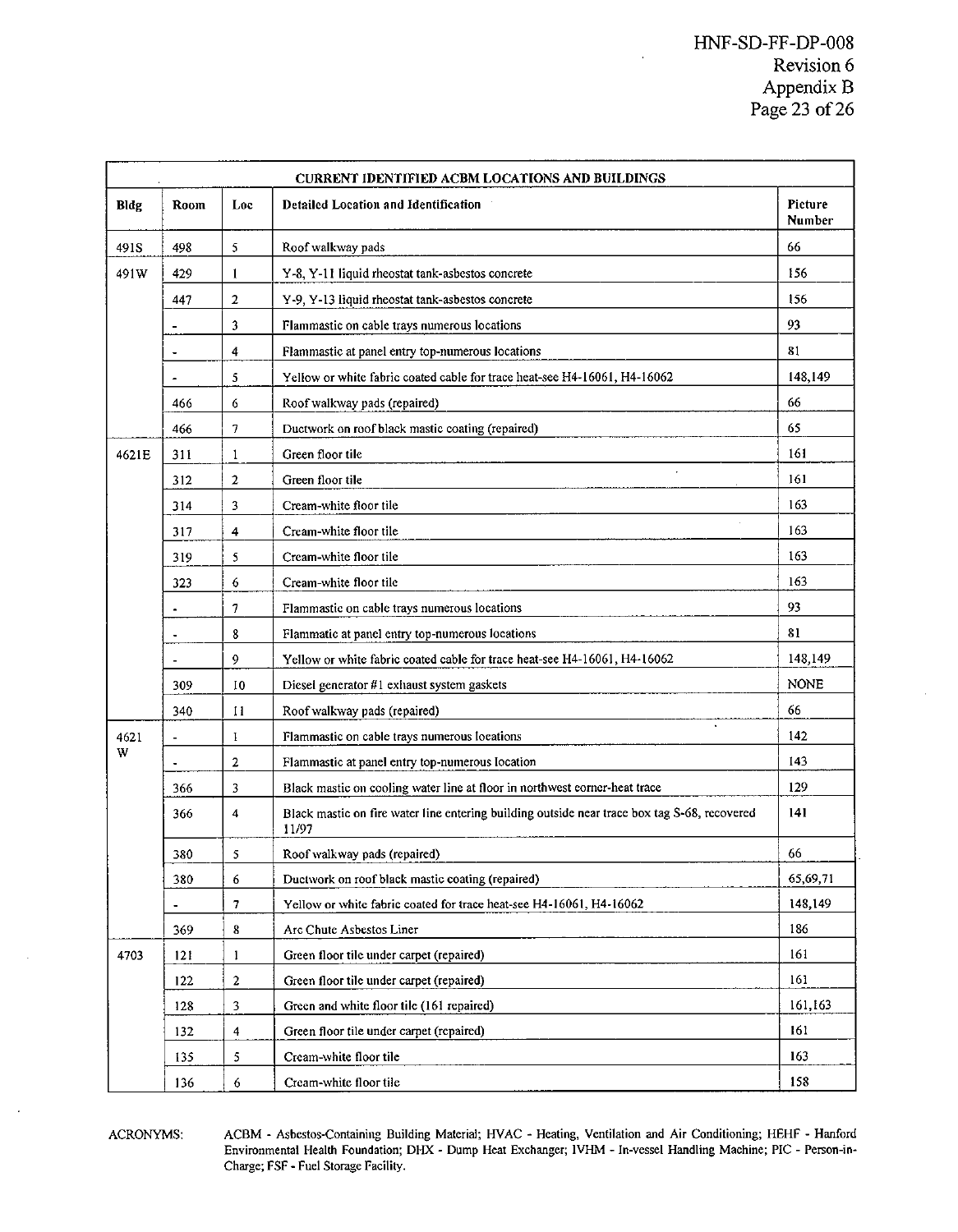| CURRENT IDENTIFIED ACBM LOCATIONS AND BUILDINGS | | | | |
|---|---|---|---|---|
| **Bldg** | **Room** | **Loc** | **Detailed Location and Identification** | **Picture Number** |
| 491S | 498 | 5 | Roof walkway pads | 66 |
| 491W | 429 | 1 | Y-8, Y-11 liquid rheostat tank-asbestos concrete | 156 |
| | 447 | 2 | Y-9, Y-13 liquid rheostat tank-asbestos concrete | 156 |
| | - | 3 | Flammastic on cable trays numerous locations | 93 |
| | - | 4 | Flammastic at panel entry top-numerous locations | 81 |
| | - | 5 | Yellow or white fabric coated cable for trace heat-see H4-16061, H4-16062 | 148,149 |
| | 466 | 6 | Roof walkway pads (repaired) | 66 |
| | 466 | 7 | Ductwork on roof black mastic coating (repaired) | 65 |
| 4621E | 311 | 1 | Green floor tile | 161 |
| | 312 | 2 | Green floor tile | 161 |
| | 314 | 3 | Cream-white floor tile | 163 |
| | 317 | 4 | Cream-white floor tile | 163 |
| | 319 | 5 | Cream-white floor tile | 163 |
| | 323 | 6 | Cream-white floor tile | 163 |
| | - | 7 | Flammastic on cable trays numerous locations | 93 |
| | - | 8 | Flammatic at panel entry top-numerous locations | 81 |
| | - | 9 | Yellow or white fabric coated cable for trace heat-see H4-16061, H4-16062 | 148,149 |
| | 309 | 10 | Diesel generator #1 exhaust system gaskets | NONE |
| | 340 | 11 | Roof walkway pads (repaired) | 66 |
| 4621 W | - | 1 | Flammastic on cable trays numerous locations | 142 |
| | - | 2 | Flammastic at panel entry top-numerous location | 143 |
| | 366 | 3 | Black mastic on cooling water line at floor in northwest corner-heat trace | 129 |
| | 366 | 4 | Black mastic on fire water line entering building outside near trace box tag S-68, recovered 11/97 | 141 |
| | 380 | 5 | Roof walkway pads (repaired) | 66 |
| | 380 | 6 | Ductwork on roof black mastic coating (repaired) | 65,69,71 |
| | - | 7 | Yellow or white fabric coated for trace heat-see H4-16061, H4-16062 | 148,149 |
| | 369 | 8 | Arc Chute Asbestos Liner | 186 |
| 4703 | 121 | 1 | Green floor tile under carpet (repaired) | 161 |
| | 122 | 2 | Green floor tile under carpet (repaired) | 161 |
| | 128 | 3 | Green and white floor tile (161 repaired) | 161,163 |
| | 132 | 4 | Green floor tile under carpet (repaired) | 161 |
| | 135 | 5 | Cream-white floor tile | 163 |
| | 136 | 6 | Cream-white floor tile | 158 |

ACRONYMS: ACBM - Asbestos-Containing Building Material; HVAC - Heating, Ventilation and Air Conditioning; HEHF - Hanford Environmental Health Foundation; DHX - Dump Heat Exchanger; IVHM - In-vessel Handling Machine; PIC - Person-in-Charge; FSF - Fuel Storage Facility.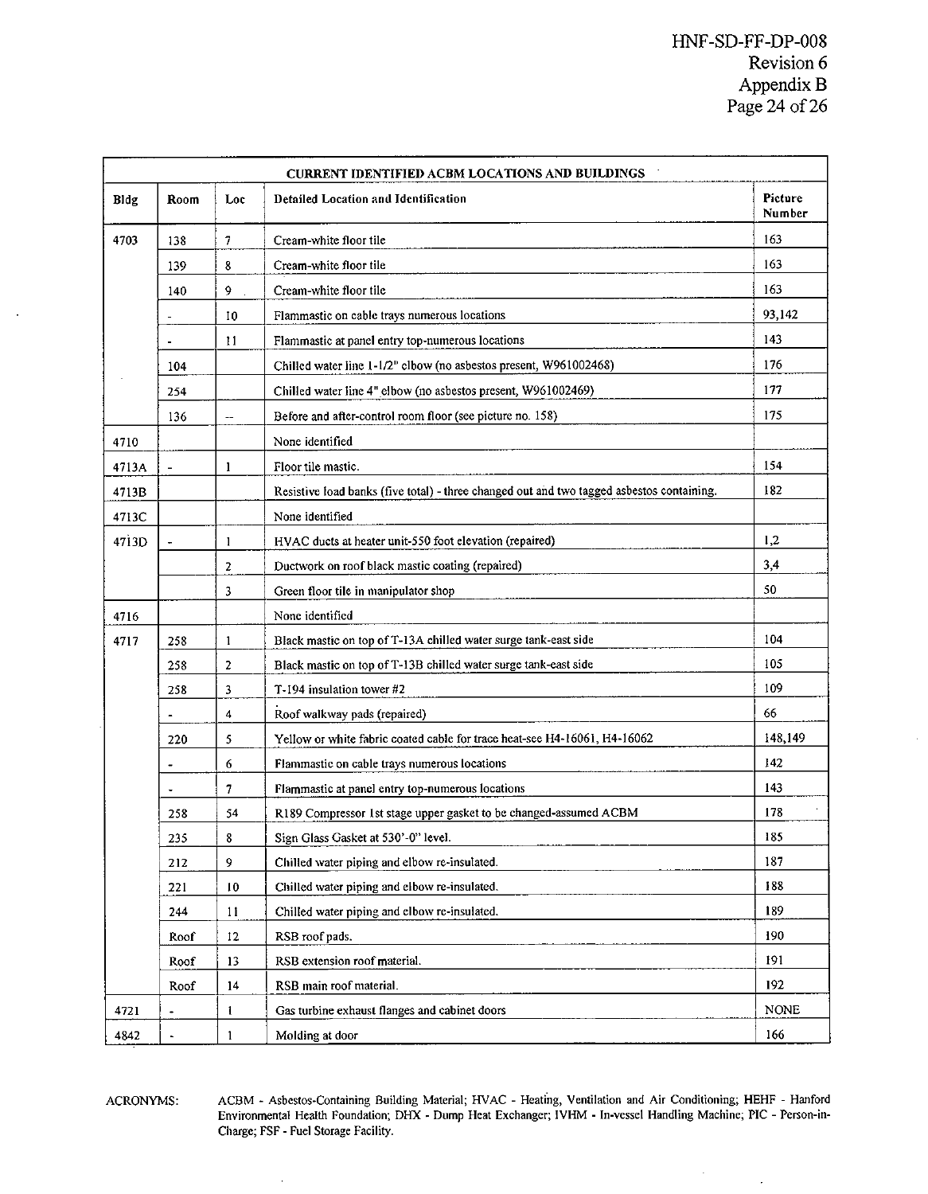| CURRENT IDENTIFIED ACBM LOCATIONS AND BUILDINGS | | | | |
|---|---|---|---|---|
| **Bldg** | **Room** | **Loc** | **Detailed Location and Identification** | **Picture Number** |
| 4703 | 138 | 7 | Cream-white floor tile | 163 |
| | 139 | 8 | Cream-white floor tile | 163 |
| | 140 | 9 | Cream-white floor tile | 163 |
| | - | 10 | Flammastic on cable trays numerous locations | 93,142 |
| | - | 11 | Flammastic at panel entry top-numerous locations | 143 |
| | 104 | | Chilled water line 1-1/2" elbow (no asbestos present, W961002468) | 176 |
| | 254 | | Chilled water line 4" elbow (no asbestos present, W961002469) | 177 |
| | 136 | -- | Before and after-control room floor (see picture no. 158) | 175 |
| 4710 | | | None identified | |
| 4713A | - | 1 | Floor tile mastic. | 154 |
| 4713B | | | Resistive load banks (five total) - three changed out and two tagged asbestos containing. | 182 |
| 4713C | | | None identified | |
| 4713D | - | 1 | HVAC ducts at heater unit-550 foot elevation (repaired) | 1,2 |
| | | 2 | Ductwork on roof black mastic coating (repaired) | 3,4 |
| | | 3 | Green floor tile in manipulator shop | 50 |
| 4716 | | | None identified | |
| 4717 | 258 | 1 | Black mastic on top of T-13A chilled water surge tank-east side | 104 |
| | 258 | 2 | Black mastic on top of T-13B chilled water surge tank-east side | 105 |
| | 258 | 3 | T-194 insulation tower #2 | 109 |
| | - | 4 | Roof walkway pads (repaired) | 66 |
| | 220 | 5 | Yellow or white fabric coated cable for trace heat-see H4-16061, H4-16062 | 148,149 |
| | - | 6 | Flammastic on cable trays numerous locations | 142 |
| | - | 7 | Flammastic at panel entry top-numerous locations | 143 |
| | 258 | 54 | R189 Compressor 1st stage upper gasket to be changed-assumed ACBM | 178 |
| | 235 | 8 | Sign Glass Gasket at 530'-0" level. | 185 |
| | 212 | 9 | Chilled water piping and elbow re-insulated. | 187 |
| | 221 | 10 | Chilled water piping and elbow re-insulated. | 188 |
| | 244 | 11 | Chilled water piping and elbow re-insulated. | 189 |
| | Roof | 12 | RSB roof pads. | 190 |
| | Roof | 13 | RSB extension roof material. | 191 |
| | Roof | 14 | RSB main roof material. | 192 |
| 4721 | - | 1 | Gas turbine exhaust flanges and cabinet doors | NONE |
| 4842 | - | 1 | Molding at door | 166 |

ACRONYMS: ACBM - Asbestos-Containing Building Material; HVAC - Heating, Ventilation and Air Conditioning; HEHF - Hanford Environmental Health Foundation; DHX - Dump Heat Exchanger; IVHM - In-vessel Handling Machine; PIC - Person-in-Charge; FSF - Fuel Storage Facility.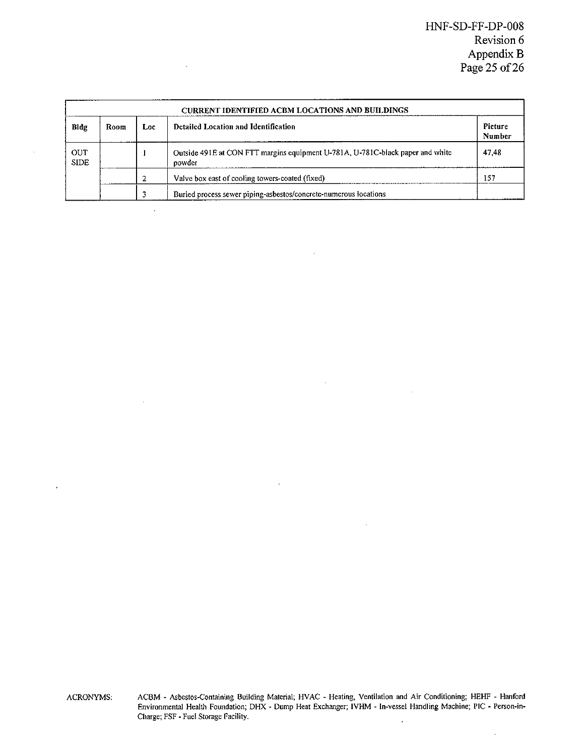| CURRENT IDENTIFIED ACBM LOCATIONS AND BUILDINGS | | | | |
|---|---|---|---|---|
| **Bldg** | **Room** | **Loc** | **Detailed Location and Identification** | **Picture Number** |
| OUT SIDE | | 1 | Outside 491E at CON FTT margins equipment U-781A, U-781C-black paper and white powder | 47,48 |
| | | 2 | Valve box east of cooling towers-coated (fixed) | 157 |
| | | 3 | Buried process sewer piping-asbestos/concrete-numerous locations | |

ACRONYMS: ACBM - Asbestos-Containing Building Material; HVAC - Heating, Ventilation and Air Conditioning; HEHF - Hanford Environmental Health Foundation; DHX - Dump Heat Exchanger; IVHM - In-vessel Handling Machine; PIC - Person-in-Charge; FSF - Fuel Storage Facility.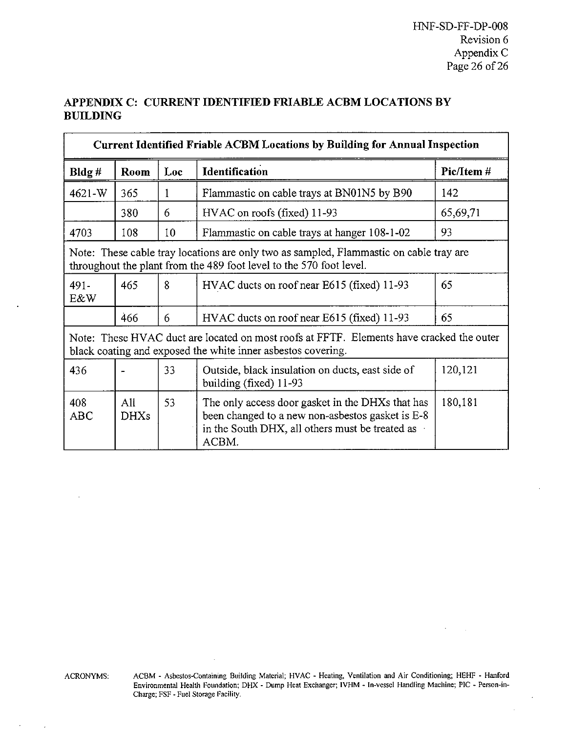## APPENDIX C: CURRENT IDENTIFIED FRIABLE ACBM LOCATIONS BY BUILDING

| Current Identified Friable ACBM Locations by Building for Annual Inspection | | | | |
|---|---|---|---|---|
| **Bldg #** | **Room** | **Loc** | **Identification** | **Pic/Item #** |
| 4621-W | 365 | 1 | Flammastic on cable trays at BN01N5 by B90 | 142 |
| | 380 | 6 | HVAC on roofs (fixed) 11-93 | 65,69,71 |
| 4703 | 108 | 10 | Flammastic on cable trays at hanger 108-1-02 | 93 |
| Note: These cable tray locations are only two as sampled, Flammastic on cable tray are throughout the plant from the 489 foot level to the 570 foot level. | | | | |
| 491-E&W | 465 | 8 | HVAC ducts on roof near E615 (fixed) 11-93 | 65 |
| | 466 | 6 | HVAC ducts on roof near E615 (fixed) 11-93 | 65 |
| Note: These HVAC duct are located on most roofs at FFTF. Elements have cracked the outer black coating and exposed the white inner asbestos covering. | | | | |
| 436 | - | 33 | Outside, black insulation on ducts, east side of building (fixed) 11-93 | 120,121 |
| 408 ABC | All DHXs | 53 | The only access door gasket in the DHXs that has been changed to a new non-asbestos gasket is E-8 in the South DHX, all others must be treated as ACBM. | 180,181 |

ACRONYMS: ACBM - Asbestos-Containing Building Material; HVAC - Heating, Ventilation and Air Conditioning; HEHF - Hanford Environmental Health Foundation; DHX - Dump Heat Exchanger; IVHM - In-vessel Handling Machine; PIC - Person-in-Charge; FSF - Fuel Storage Facility.